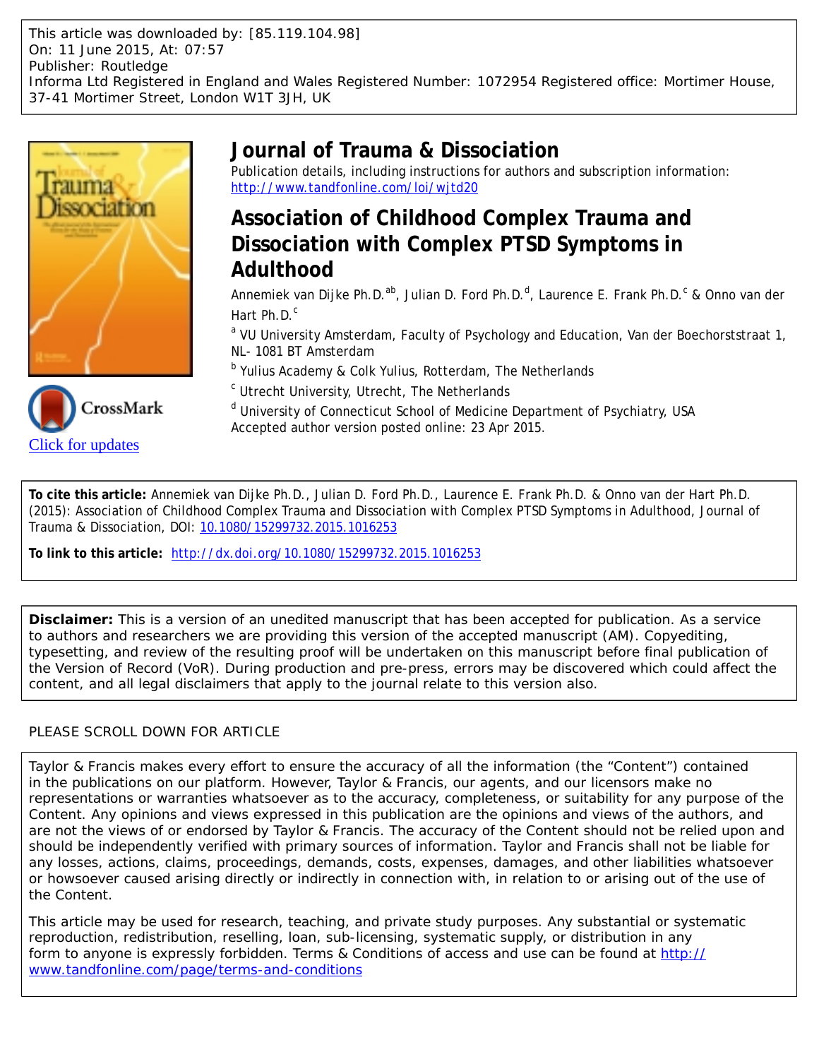This article was downloaded by: [85.119.104.98]
On: 11 June 2015, At: 07:57
Publisher: Routledge
Informa Ltd Registered in England and Wales Registered Number: 1072954 Registered office: Mortimer House, 37-41 Mortimer Street, London W1T 3JH, UK

# Journal of Trauma & Dissociation

Publication details, including instructions for authors and subscription information:
http://www.tandfonline.com/loi/wjtd20

## Association of Childhood Complex Trauma and Dissociation with Complex PTSD Symptoms in Adulthood

Annemiek van Dijke Ph.D.[ab], Julian D. Ford Ph.D.[d], Laurence E. Frank Ph.D.[c] & Onno van der Hart Ph.D.[c]

[a] VU University Amsterdam, Faculty of Psychology and Education, Van der Boechorststraat 1, NL- 1081 BT Amsterdam

[b] Yulius Academy & Colk Yulius, Rotterdam, The Netherlands

[c] Utrecht University, Utrecht, The Netherlands

[d] University of Connecticut School of Medicine Department of Psychiatry, USA

Accepted author version posted online: 23 Apr 2015.

Click for updates

**To cite this article:** Annemiek van Dijke Ph.D., Julian D. Ford Ph.D., Laurence E. Frank Ph.D. & Onno van der Hart Ph.D. (2015): Association of Childhood Complex Trauma and Dissociation with Complex PTSD Symptoms in Adulthood, Journal of Trauma & Dissociation, DOI: 10.1080/15299732.2015.1016253

**To link to this article:** http://dx.doi.org/10.1080/15299732.2015.1016253

**Disclaimer:** This is a version of an unedited manuscript that has been accepted for publication. As a service to authors and researchers we are providing this version of the accepted manuscript (AM). Copyediting, typesetting, and review of the resulting proof will be undertaken on this manuscript before final publication of the Version of Record (VoR). During production and pre-press, errors may be discovered which could affect the content, and all legal disclaimers that apply to the journal relate to this version also.

PLEASE SCROLL DOWN FOR ARTICLE

Taylor & Francis makes every effort to ensure the accuracy of all the information (the "Content") contained in the publications on our platform. However, Taylor & Francis, our agents, and our licensors make no representations or warranties whatsoever as to the accuracy, completeness, or suitability for any purpose of the Content. Any opinions and views expressed in this publication are the opinions and views of the authors, and are not the views of or endorsed by Taylor & Francis. The accuracy of the Content should not be relied upon and should be independently verified with primary sources of information. Taylor and Francis shall not be liable for any losses, actions, claims, proceedings, demands, costs, expenses, damages, and other liabilities whatsoever or howsoever caused arising directly or indirectly in connection with, in relation to or arising out of the use of the Content.

This article may be used for research, teaching, and private study purposes. Any substantial or systematic reproduction, redistribution, reselling, loan, sub-licensing, systematic supply, or distribution in any form to anyone is expressly forbidden. Terms & Conditions of access and use can be found at http://www.tandfonline.com/page/terms-and-conditions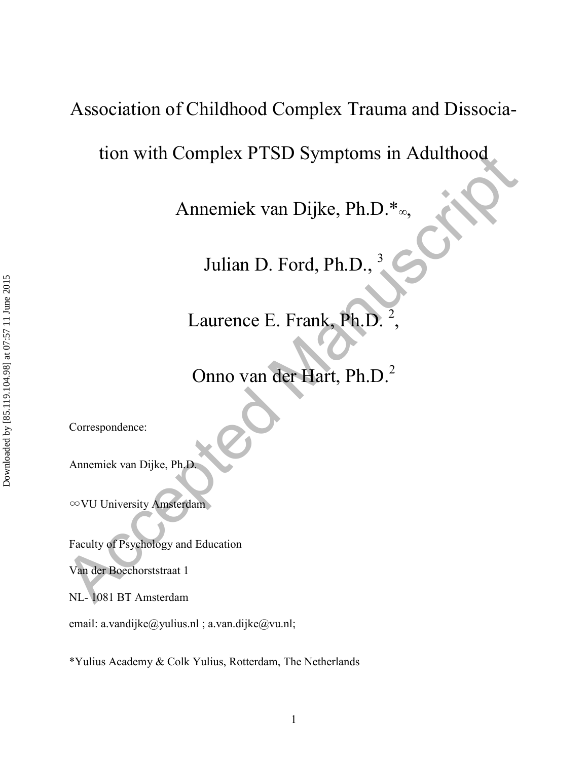# Association of Childhood Complex Trauma and Dissociation with Complex PTSD Symptoms in Adulthood

Annemiek van Dijke, Ph.D.*∞,

Julian D. Ford, Ph.D., [3]

Laurence E. Frank, Ph.D. [2],

Onno van der Hart, Ph.D.[2]

Correspondence:

Annemiek van Dijke, Ph.D.

∞VU University Amsterdam

Faculty of Psychology and Education

Van der Boechorststraat 1

NL- 1081 BT Amsterdam

email: a.vandijke@yulius.nl ; a.van.dijke@vu.nl;

*Yulius Academy & Colk Yulius, Rotterdam, The Netherlands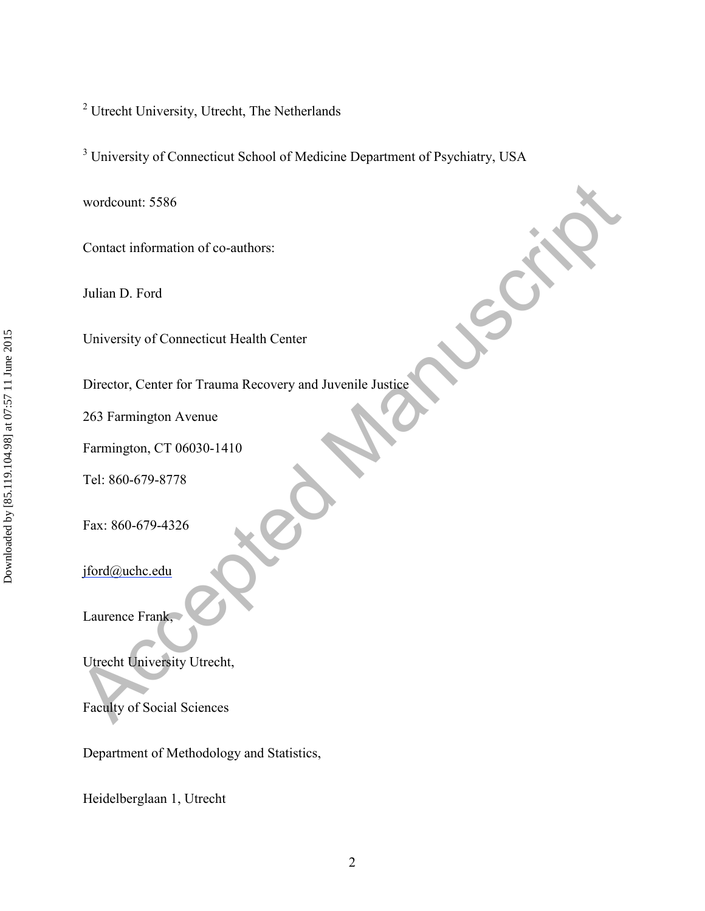[2] Utrecht University, Utrecht, The Netherlands

[3] University of Connecticut School of Medicine Department of Psychiatry, USA

wordcount: 5586

Contact information of co-authors:

Julian D. Ford

University of Connecticut Health Center

Director, Center for Trauma Recovery and Juvenile Justice

263 Farmington Avenue

Farmington, CT 06030-1410

Tel: 860-679-8778

Fax: 860-679-4326

jford@uchc.edu

Laurence Frank,

Utrecht University Utrecht,

Faculty of Social Sciences

Department of Methodology and Statistics,

Heidelberglaan 1, Utrecht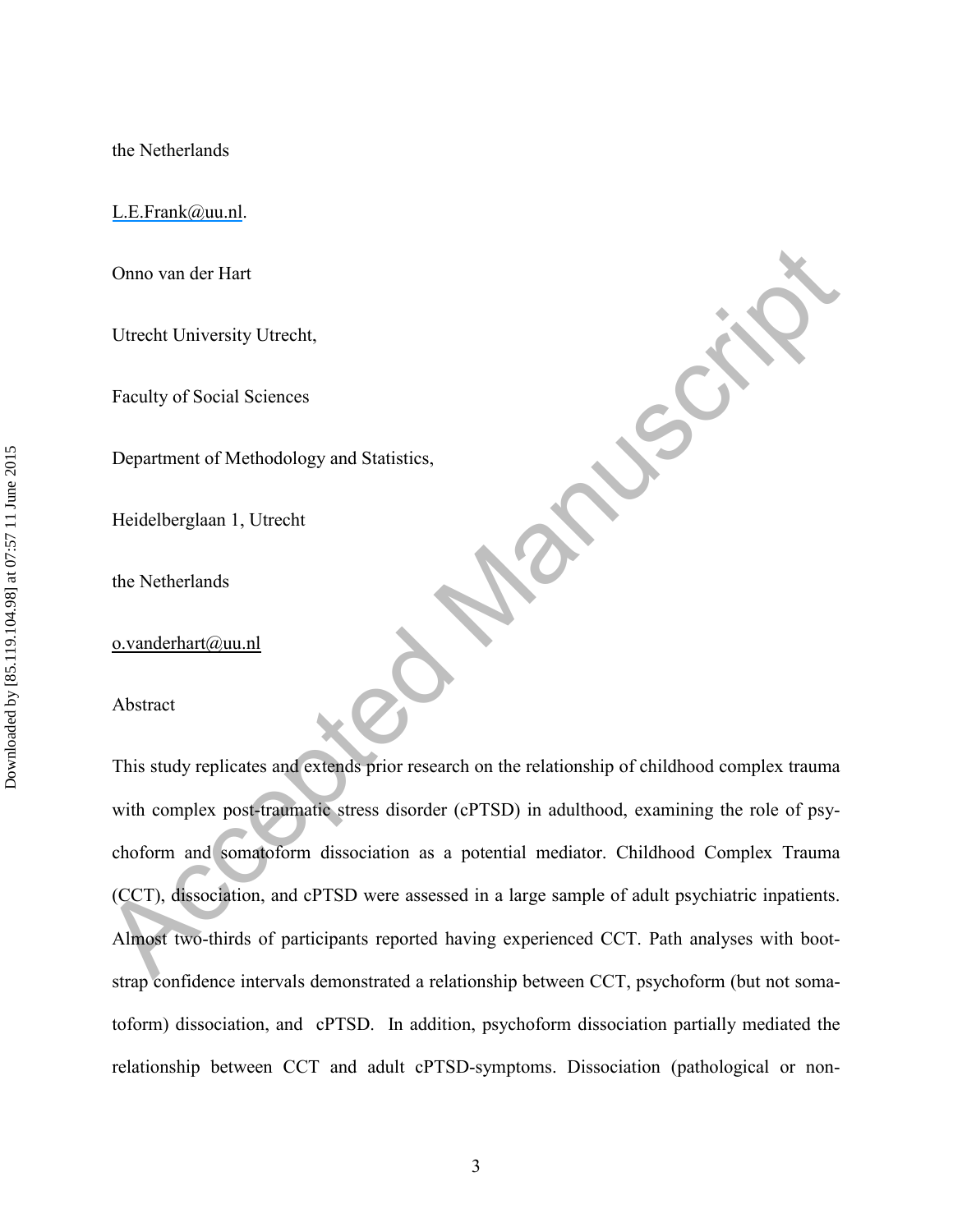the Netherlands

L.E.Frank@uu.nl.

Onno van der Hart

Utrecht University Utrecht,

Faculty of Social Sciences

Department of Methodology and Statistics,

Heidelberglaan 1, Utrecht

the Netherlands

o.vanderhart@uu.nl

## Abstract

This study replicates and extends prior research on the relationship of childhood complex trauma with complex post-traumatic stress disorder (cPTSD) in adulthood, examining the role of psychoform and somatoform dissociation as a potential mediator. Childhood Complex Trauma (CCT), dissociation, and cPTSD were assessed in a large sample of adult psychiatric inpatients. Almost two-thirds of participants reported having experienced CCT. Path analyses with bootstrap confidence intervals demonstrated a relationship between CCT, psychoform (but not somatoform) dissociation, and cPTSD. In addition, psychoform dissociation partially mediated the relationship between CCT and adult cPTSD-symptoms. Dissociation (pathological or non-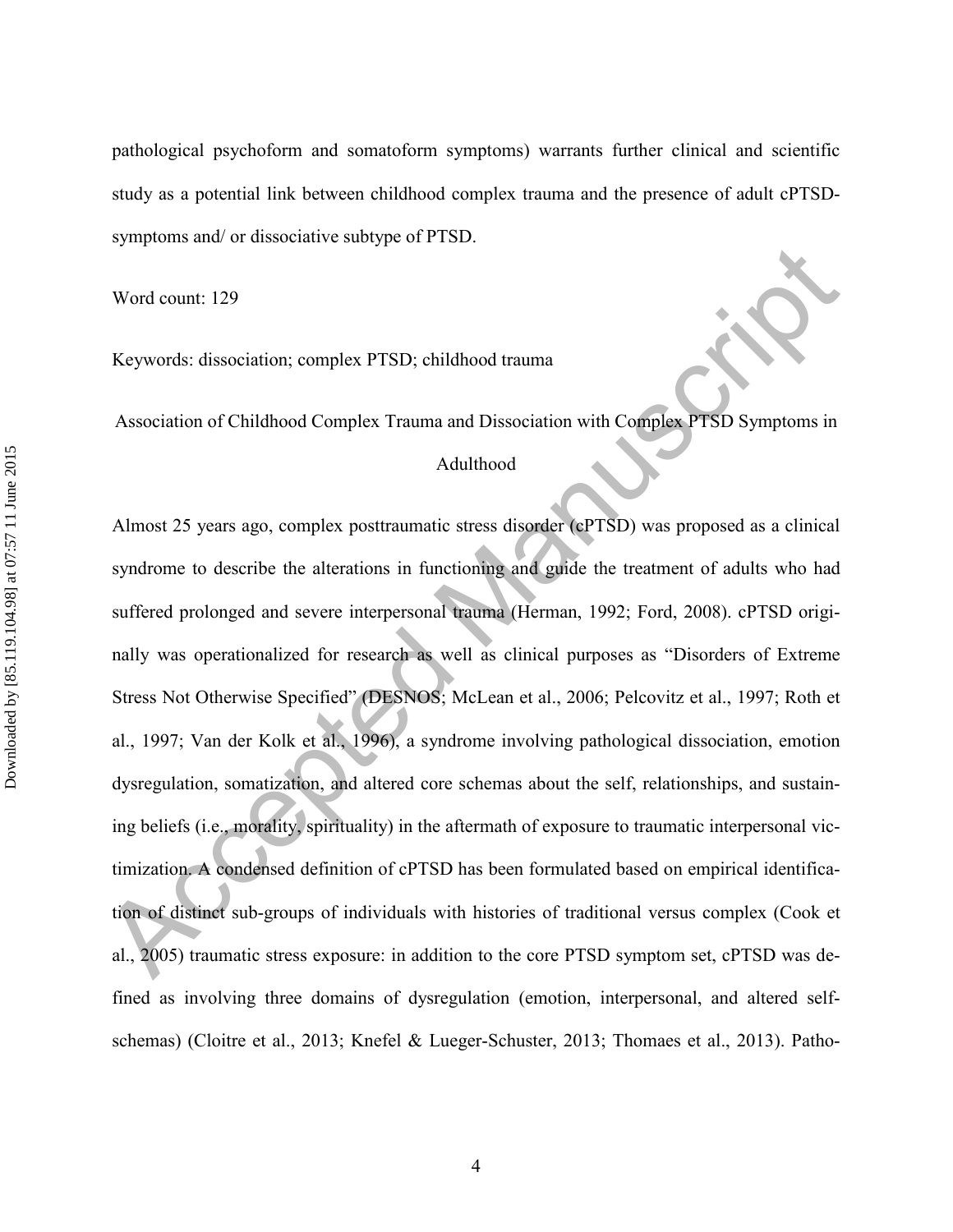pathological psychoform and somatoform symptoms) warrants further clinical and scientific study as a potential link between childhood complex trauma and the presence of adult cPTSD-symptoms and/ or dissociative subtype of PTSD.

Word count: 129

Keywords: dissociation; complex PTSD; childhood trauma

## Association of Childhood Complex Trauma and Dissociation with Complex PTSD Symptoms in Adulthood

Almost 25 years ago, complex posttraumatic stress disorder (cPTSD) was proposed as a clinical syndrome to describe the alterations in functioning and guide the treatment of adults who had suffered prolonged and severe interpersonal trauma (Herman, 1992; Ford, 2008). cPTSD originally was operationalized for research as well as clinical purposes as "Disorders of Extreme Stress Not Otherwise Specified" (DESNOS; McLean et al., 2006; Pelcovitz et al., 1997; Roth et al., 1997; Van der Kolk et al., 1996), a syndrome involving pathological dissociation, emotion dysregulation, somatization, and altered core schemas about the self, relationships, and sustaining beliefs (i.e., morality, spirituality) in the aftermath of exposure to traumatic interpersonal victimization. A condensed definition of cPTSD has been formulated based on empirical identification of distinct sub-groups of individuals with histories of traditional versus complex (Cook et al., 2005) traumatic stress exposure: in addition to the core PTSD symptom set, cPTSD was defined as involving three domains of dysregulation (emotion, interpersonal, and altered self-schemas) (Cloitre et al., 2013; Knefel & Lueger-Schuster, 2013; Thomaes et al., 2013). Patho-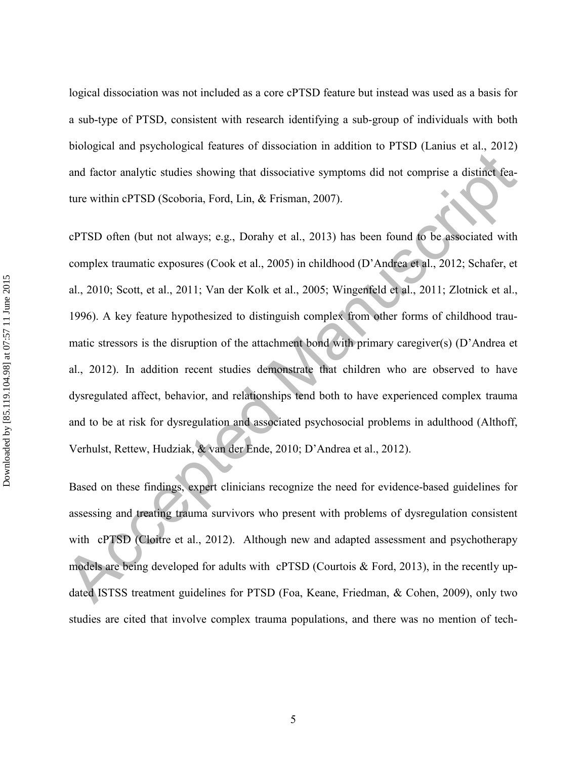logical dissociation was not included as a core cPTSD feature but instead was used as a basis for a sub-type of PTSD, consistent with research identifying a sub-group of individuals with both biological and psychological features of dissociation in addition to PTSD (Lanius et al., 2012) and factor analytic studies showing that dissociative symptoms did not comprise a distinct feature within cPTSD (Scoboria, Ford, Lin, & Frisman, 2007).

cPTSD often (but not always; e.g., Dorahy et al., 2013) has been found to be associated with complex traumatic exposures (Cook et al., 2005) in childhood (D'Andrea et al., 2012; Schafer, et al., 2010; Scott, et al., 2011; Van der Kolk et al., 2005; Wingenfeld et al., 2011; Zlotnick et al., 1996). A key feature hypothesized to distinguish complex from other forms of childhood traumatic stressors is the disruption of the attachment bond with primary caregiver(s) (D'Andrea et al., 2012). In addition recent studies demonstrate that children who are observed to have dysregulated affect, behavior, and relationships tend both to have experienced complex trauma and to be at risk for dysregulation and associated psychosocial problems in adulthood (Althoff, Verhulst, Rettew, Hudziak, & van der Ende, 2010; D'Andrea et al., 2012).

Based on these findings, expert clinicians recognize the need for evidence-based guidelines for assessing and treating trauma survivors who present with problems of dysregulation consistent with cPTSD (Cloitre et al., 2012). Although new and adapted assessment and psychotherapy models are being developed for adults with cPTSD (Courtois & Ford, 2013), in the recently updated ISTSS treatment guidelines for PTSD (Foa, Keane, Friedman, & Cohen, 2009), only two studies are cited that involve complex trauma populations, and there was no mention of tech-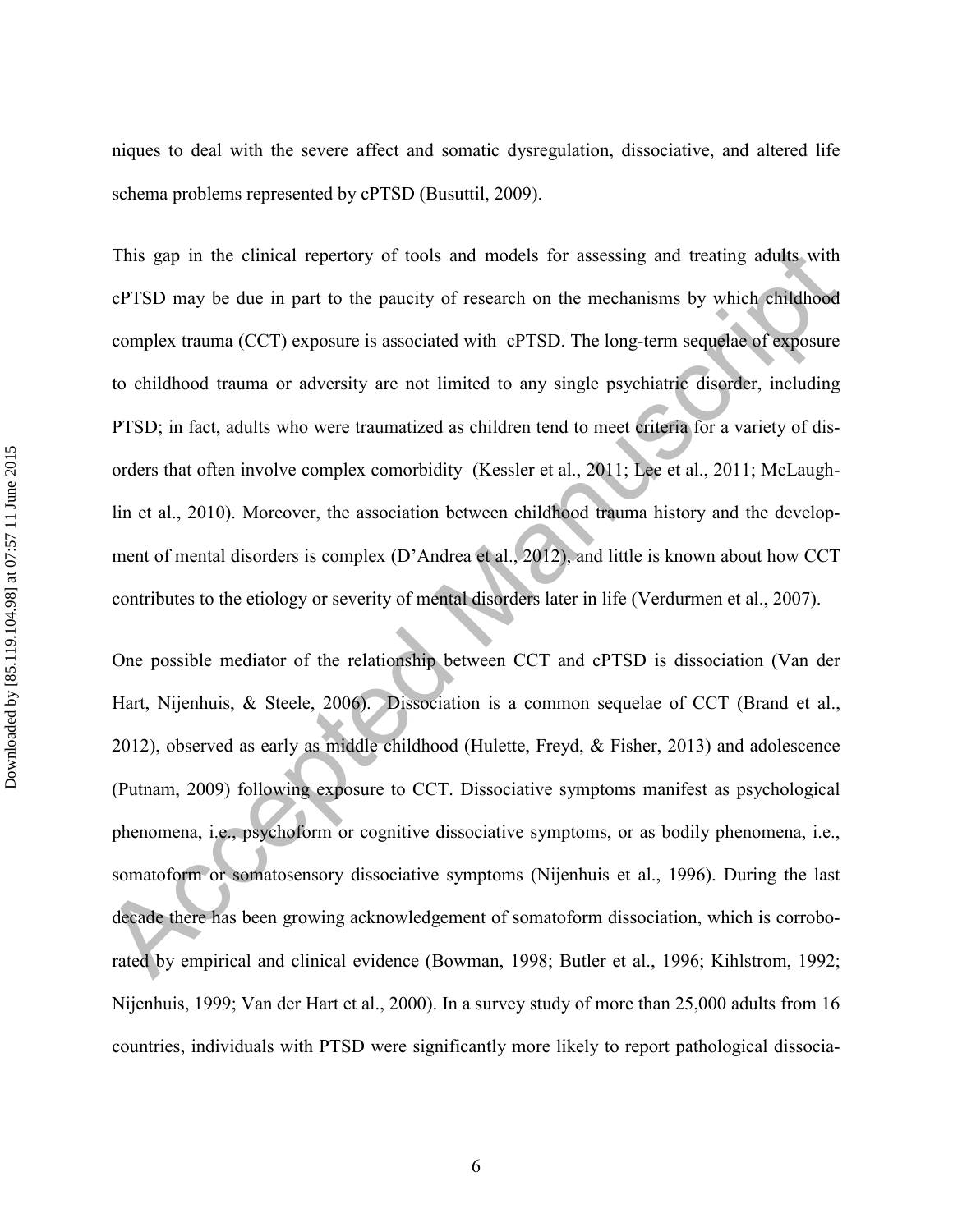niques to deal with the severe affect and somatic dysregulation, dissociative, and altered life schema problems represented by cPTSD (Busuttil, 2009).

This gap in the clinical repertory of tools and models for assessing and treating adults with cPTSD may be due in part to the paucity of research on the mechanisms by which childhood complex trauma (CCT) exposure is associated with cPTSD. The long-term sequelae of exposure to childhood trauma or adversity are not limited to any single psychiatric disorder, including PTSD; in fact, adults who were traumatized as children tend to meet criteria for a variety of disorders that often involve complex comorbidity (Kessler et al., 2011; Lee et al., 2011; McLaughlin et al., 2010). Moreover, the association between childhood trauma history and the development of mental disorders is complex (D'Andrea et al., 2012), and little is known about how CCT contributes to the etiology or severity of mental disorders later in life (Verdurmen et al., 2007).

One possible mediator of the relationship between CCT and cPTSD is dissociation (Van der Hart, Nijenhuis, & Steele, 2006). Dissociation is a common sequelae of CCT (Brand et al., 2012), observed as early as middle childhood (Hulette, Freyd, & Fisher, 2013) and adolescence (Putnam, 2009) following exposure to CCT. Dissociative symptoms manifest as psychological phenomena, i.e., psychoform or cognitive dissociative symptoms, or as bodily phenomena, i.e., somatoform or somatosensory dissociative symptoms (Nijenhuis et al., 1996). During the last decade there has been growing acknowledgement of somatoform dissociation, which is corroborated by empirical and clinical evidence (Bowman, 1998; Butler et al., 1996; Kihlstrom, 1992; Nijenhuis, 1999; Van der Hart et al., 2000). In a survey study of more than 25,000 adults from 16 countries, individuals with PTSD were significantly more likely to report pathological dissocia-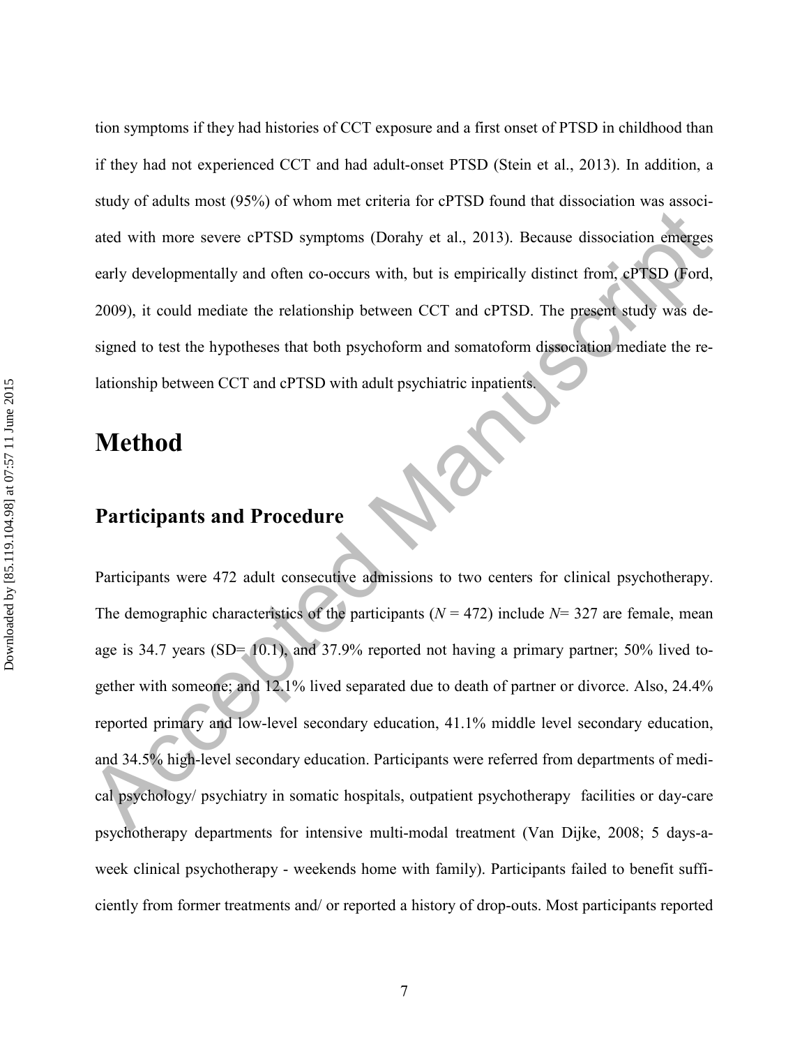tion symptoms if they had histories of CCT exposure and a first onset of PTSD in childhood than if they had not experienced CCT and had adult-onset PTSD (Stein et al., 2013). In addition, a study of adults most (95%) of whom met criteria for cPTSD found that dissociation was associated with more severe cPTSD symptoms (Dorahy et al., 2013). Because dissociation emerges early developmentally and often co-occurs with, but is empirically distinct from, cPTSD (Ford, 2009), it could mediate the relationship between CCT and cPTSD. The present study was designed to test the hypotheses that both psychoform and somatoform dissociation mediate the relationship between CCT and cPTSD with adult psychiatric inpatients.

# Method

## Participants and Procedure

Participants were 472 adult consecutive admissions to two centers for clinical psychotherapy. The demographic characteristics of the participants ($N = 472$) include $N = 327$ are female, mean age is 34.7 years (SD= 10.1), and 37.9% reported not having a primary partner; 50% lived together with someone; and 12.1% lived separated due to death of partner or divorce. Also, 24.4% reported primary and low-level secondary education, 41.1% middle level secondary education, and 34.5% high-level secondary education. Participants were referred from departments of medical psychology/ psychiatry in somatic hospitals, outpatient psychotherapy facilities or day-care psychotherapy departments for intensive multi-modal treatment (Van Dijke, 2008; 5 days-a-week clinical psychotherapy - weekends home with family). Participants failed to benefit sufficiently from former treatments and/ or reported a history of drop-outs. Most participants reported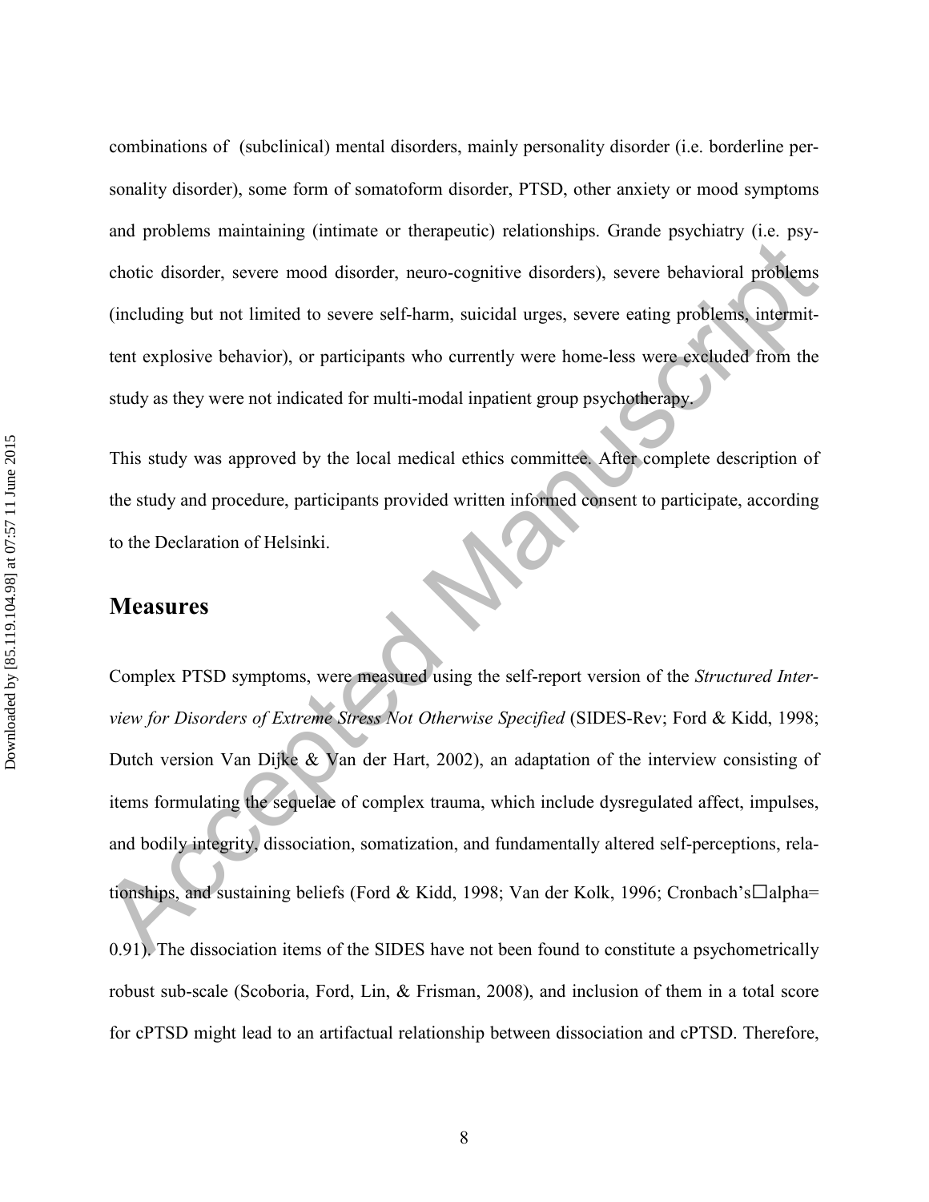combinations of (subclinical) mental disorders, mainly personality disorder (i.e. borderline personality disorder), some form of somatoform disorder, PTSD, other anxiety or mood symptoms and problems maintaining (intimate or therapeutic) relationships. Grande psychiatry (i.e. psychotic disorder, severe mood disorder, neuro-cognitive disorders), severe behavioral problems (including but not limited to severe self-harm, suicidal urges, severe eating problems, intermittent explosive behavior), or participants who currently were home-less were excluded from the study as they were not indicated for multi-modal inpatient group psychotherapy.

This study was approved by the local medical ethics committee. After complete description of the study and procedure, participants provided written informed consent to participate, according to the Declaration of Helsinki.

## Measures

Complex PTSD symptoms, were measured using the self-report version of the *Structured Interview for Disorders of Extreme Stress Not Otherwise Specified* (SIDES-Rev; Ford & Kidd, 1998; Dutch version Van Dijke & Van der Hart, 2002), an adaptation of the interview consisting of items formulating the sequelae of complex trauma, which include dysregulated affect, impulses, and bodily integrity, dissociation, somatization, and fundamentally altered self-perceptions, relationships, and sustaining beliefs (Ford & Kidd, 1998; Van der Kolk, 1996; Cronbach's□alpha= 0.91). The dissociation items of the SIDES have not been found to constitute a psychometrically robust sub-scale (Scoboria, Ford, Lin, & Frisman, 2008), and inclusion of them in a total score for cPTSD might lead to an artifactual relationship between dissociation and cPTSD. Therefore,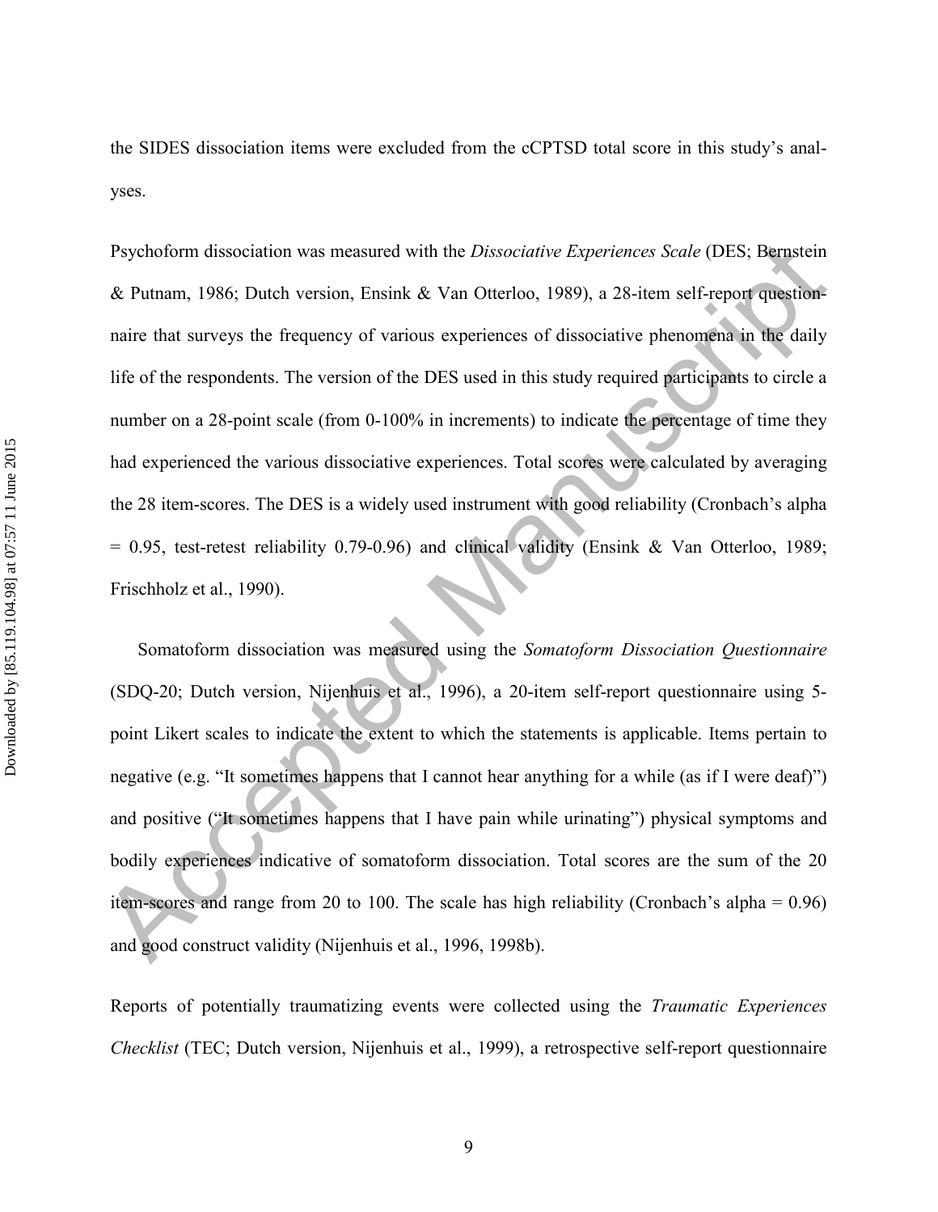the SIDES dissociation items were excluded from the cCPTSD total score in this study's analyses.

Psychoform dissociation was measured with the *Dissociative Experiences Scale* (DES; Bernstein & Putnam, 1986; Dutch version, Ensink & Van Otterloo, 1989), a 28-item self-report questionnaire that surveys the frequency of various experiences of dissociative phenomena in the daily life of the respondents. The version of the DES used in this study required participants to circle a number on a 28-point scale (from 0-100% in increments) to indicate the percentage of time they had experienced the various dissociative experiences. Total scores were calculated by averaging the 28 item-scores. The DES is a widely used instrument with good reliability (Cronbach's alpha = 0.95, test-retest reliability 0.79-0.96) and clinical validity (Ensink & Van Otterloo, 1989; Frischholz et al., 1990).

Somatoform dissociation was measured using the *Somatoform Dissociation Questionnaire* (SDQ-20; Dutch version, Nijenhuis et al., 1996), a 20-item self-report questionnaire using 5-point Likert scales to indicate the extent to which the statements is applicable. Items pertain to negative (e.g. "It sometimes happens that I cannot hear anything for a while (as if I were deaf)") and positive ("It sometimes happens that I have pain while urinating") physical symptoms and bodily experiences indicative of somatoform dissociation. Total scores are the sum of the 20 item-scores and range from 20 to 100. The scale has high reliability (Cronbach's alpha = 0.96) and good construct validity (Nijenhuis et al., 1996, 1998b).

Reports of potentially traumatizing events were collected using the *Traumatic Experiences Checklist* (TEC; Dutch version, Nijenhuis et al., 1999), a retrospective self-report questionnaire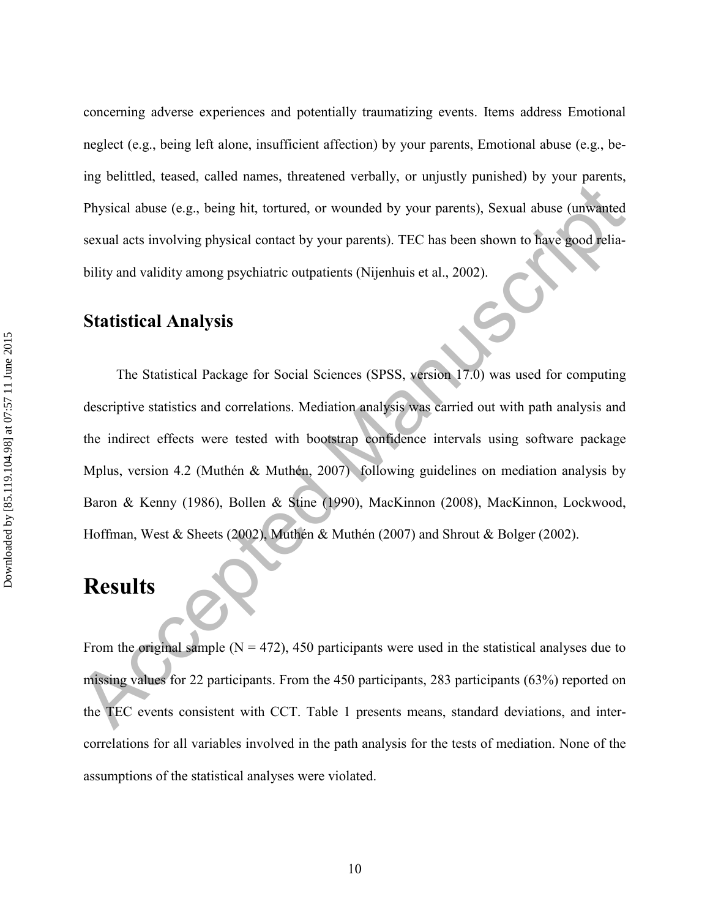concerning adverse experiences and potentially traumatizing events. Items address Emotional neglect (e.g., being left alone, insufficient affection) by your parents, Emotional abuse (e.g., being belittled, teased, called names, threatened verbally, or unjustly punished) by your parents, Physical abuse (e.g., being hit, tortured, or wounded by your parents), Sexual abuse (unwanted sexual acts involving physical contact by your parents). TEC has been shown to have good reliability and validity among psychiatric outpatients (Nijenhuis et al., 2002).

## Statistical Analysis

The Statistical Package for Social Sciences (SPSS, version 17.0) was used for computing descriptive statistics and correlations. Mediation analysis was carried out with path analysis and the indirect effects were tested with bootstrap confidence intervals using software package Mplus, version 4.2 (Muthén & Muthén, 2007) following guidelines on mediation analysis by Baron & Kenny (1986), Bollen & Stine (1990), MacKinnon (2008), MacKinnon, Lockwood, Hoffman, West & Sheets (2002), Muthén & Muthén (2007) and Shrout & Bolger (2002).

# Results

From the original sample (N = 472), 450 participants were used in the statistical analyses due to missing values for 22 participants. From the 450 participants, 283 participants (63%) reported on the TEC events consistent with CCT. Table 1 presents means, standard deviations, and intercorrelations for all variables involved in the path analysis for the tests of mediation. None of the assumptions of the statistical analyses were violated.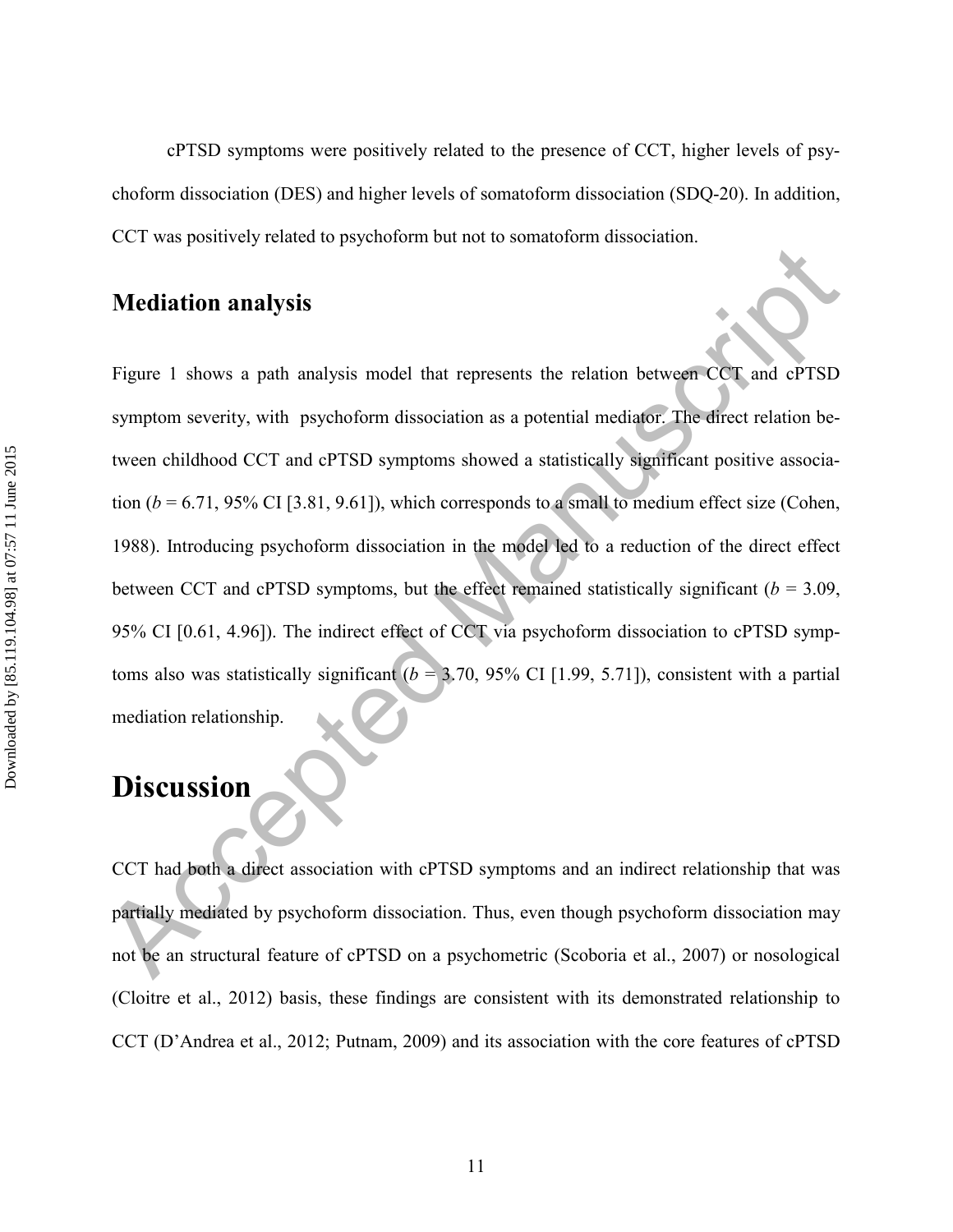cPTSD symptoms were positively related to the presence of CCT, higher levels of psychoform dissociation (DES) and higher levels of somatoform dissociation (SDQ-20). In addition, CCT was positively related to psychoform but not to somatoform dissociation.

## Mediation analysis

Figure 1 shows a path analysis model that represents the relation between CCT and cPTSD symptom severity, with psychoform dissociation as a potential mediator. The direct relation between childhood CCT and cPTSD symptoms showed a statistically significant positive association ($b = 6.71$, 95% CI [3.81, 9.61]), which corresponds to a small to medium effect size (Cohen, 1988). Introducing psychoform dissociation in the model led to a reduction of the direct effect between CCT and cPTSD symptoms, but the effect remained statistically significant ($b = 3.09$, 95% CI [0.61, 4.96]). The indirect effect of CCT via psychoform dissociation to cPTSD symptoms also was statistically significant ($b = 3.70$, 95% CI [1.99, 5.71]), consistent with a partial mediation relationship.

# Discussion

CCT had both a direct association with cPTSD symptoms and an indirect relationship that was partially mediated by psychoform dissociation. Thus, even though psychoform dissociation may not be an structural feature of cPTSD on a psychometric (Scoboria et al., 2007) or nosological (Cloitre et al., 2012) basis, these findings are consistent with its demonstrated relationship to CCT (D'Andrea et al., 2012; Putnam, 2009) and its association with the core features of cPTSD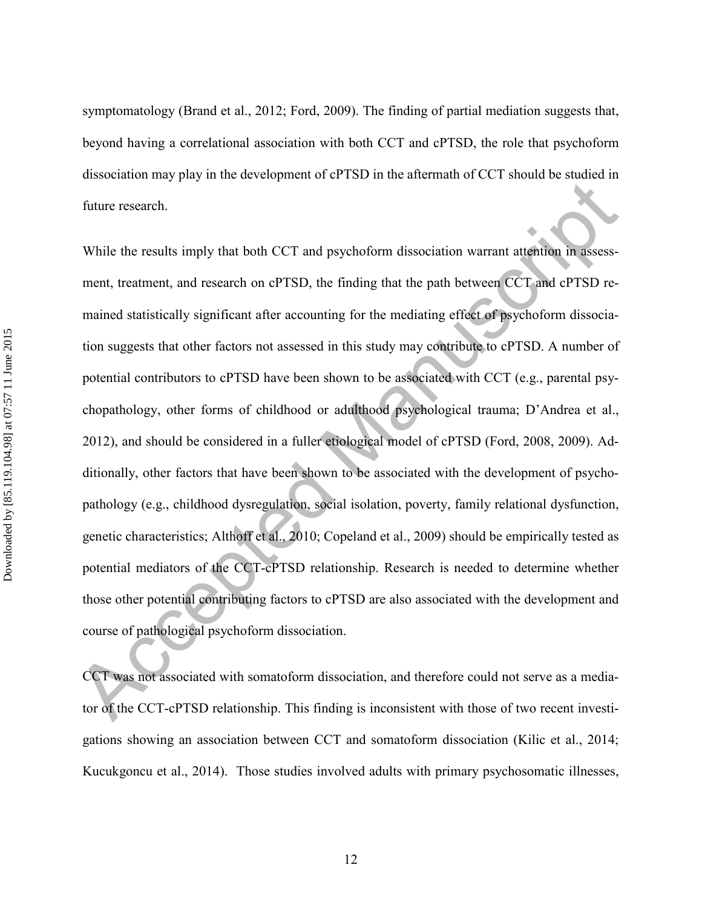symptomatology (Brand et al., 2012; Ford, 2009). The finding of partial mediation suggests that, beyond having a correlational association with both CCT and cPTSD, the role that psychoform dissociation may play in the development of cPTSD in the aftermath of CCT should be studied in future research.

While the results imply that both CCT and psychoform dissociation warrant attention in assessment, treatment, and research on cPTSD, the finding that the path between CCT and cPTSD remained statistically significant after accounting for the mediating effect of psychoform dissociation suggests that other factors not assessed in this study may contribute to cPTSD. A number of potential contributors to cPTSD have been shown to be associated with CCT (e.g., parental psychopathology, other forms of childhood or adulthood psychological trauma; D'Andrea et al., 2012), and should be considered in a fuller etiological model of cPTSD (Ford, 2008, 2009). Additionally, other factors that have been shown to be associated with the development of psychopathology (e.g., childhood dysregulation, social isolation, poverty, family relational dysfunction, genetic characteristics; Althoff et al., 2010; Copeland et al., 2009) should be empirically tested as potential mediators of the CCT-cPTSD relationship. Research is needed to determine whether those other potential contributing factors to cPTSD are also associated with the development and course of pathological psychoform dissociation.

CCT was not associated with somatoform dissociation, and therefore could not serve as a mediator of the CCT-cPTSD relationship. This finding is inconsistent with those of two recent investigations showing an association between CCT and somatoform dissociation (Kilic et al., 2014; Kucukgoncu et al., 2014). Those studies involved adults with primary psychosomatic illnesses,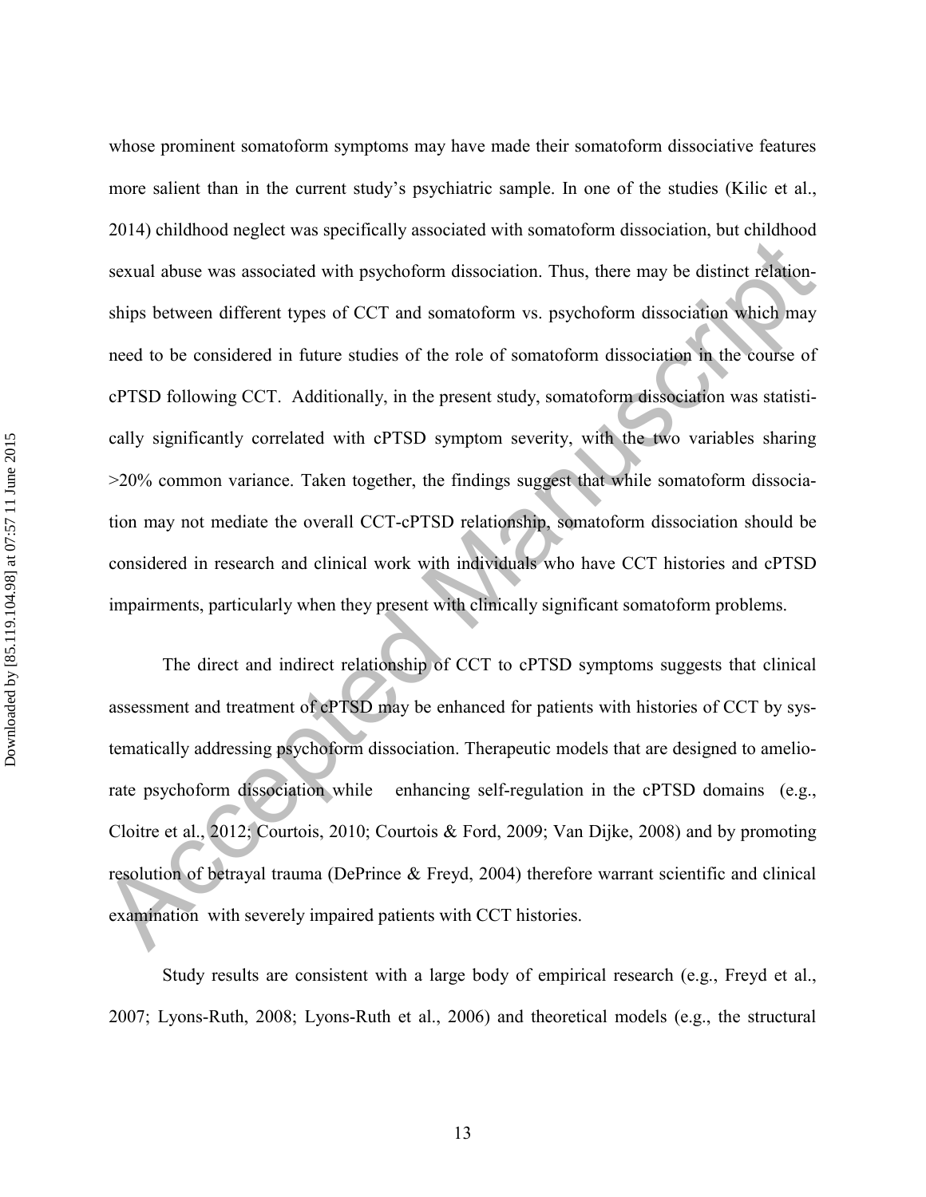whose prominent somatoform symptoms may have made their somatoform dissociative features more salient than in the current study's psychiatric sample. In one of the studies (Kilic et al., 2014) childhood neglect was specifically associated with somatoform dissociation, but childhood sexual abuse was associated with psychoform dissociation. Thus, there may be distinct relationships between different types of CCT and somatoform vs. psychoform dissociation which may need to be considered in future studies of the role of somatoform dissociation in the course of cPTSD following CCT. Additionally, in the present study, somatoform dissociation was statistically significantly correlated with cPTSD symptom severity, with the two variables sharing >20% common variance. Taken together, the findings suggest that while somatoform dissociation may not mediate the overall CCT-cPTSD relationship, somatoform dissociation should be considered in research and clinical work with individuals who have CCT histories and cPTSD impairments, particularly when they present with clinically significant somatoform problems.

The direct and indirect relationship of CCT to cPTSD symptoms suggests that clinical assessment and treatment of cPTSD may be enhanced for patients with histories of CCT by systematically addressing psychoform dissociation. Therapeutic models that are designed to ameliorate psychoform dissociation while enhancing self-regulation in the cPTSD domains (e.g., Cloitre et al., 2012; Courtois, 2010; Courtois & Ford, 2009; Van Dijke, 2008) and by promoting resolution of betrayal trauma (DePrince & Freyd, 2004) therefore warrant scientific and clinical examination with severely impaired patients with CCT histories.

Study results are consistent with a large body of empirical research (e.g., Freyd et al., 2007; Lyons-Ruth, 2008; Lyons-Ruth et al., 2006) and theoretical models (e.g., the structural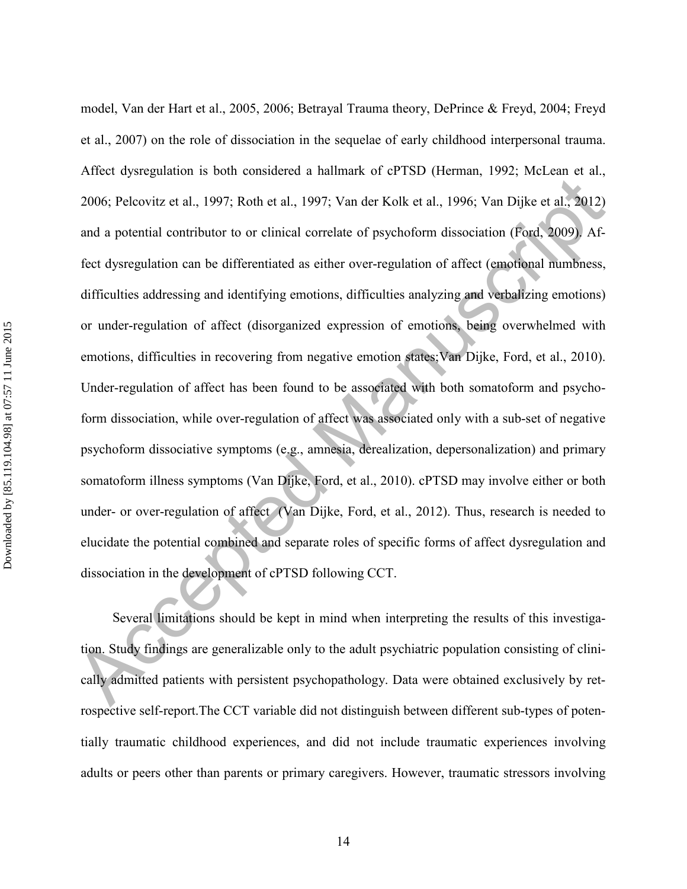model, Van der Hart et al., 2005, 2006; Betrayal Trauma theory, DePrince & Freyd, 2004; Freyd et al., 2007) on the role of dissociation in the sequelae of early childhood interpersonal trauma. Affect dysregulation is both considered a hallmark of cPTSD (Herman, 1992; McLean et al., 2006; Pelcovitz et al., 1997; Roth et al., 1997; Van der Kolk et al., 1996; Van Dijke et al., 2012) and a potential contributor to or clinical correlate of psychoform dissociation (Ford, 2009). Affect dysregulation can be differentiated as either over-regulation of affect (emotional numbness, difficulties addressing and identifying emotions, difficulties analyzing and verbalizing emotions) or under-regulation of affect (disorganized expression of emotions, being overwhelmed with emotions, difficulties in recovering from negative emotion states;Van Dijke, Ford, et al., 2010). Under-regulation of affect has been found to be associated with both somatoform and psychoform dissociation, while over-regulation of affect was associated only with a sub-set of negative psychoform dissociative symptoms (e.g., amnesia, derealization, depersonalization) and primary somatoform illness symptoms (Van Dijke, Ford, et al., 2010). cPTSD may involve either or both under- or over-regulation of affect (Van Dijke, Ford, et al., 2012). Thus, research is needed to elucidate the potential combined and separate roles of specific forms of affect dysregulation and dissociation in the development of cPTSD following CCT.

Several limitations should be kept in mind when interpreting the results of this investigation. Study findings are generalizable only to the adult psychiatric population consisting of clinically admitted patients with persistent psychopathology. Data were obtained exclusively by retrospective self-report.The CCT variable did not distinguish between different sub-types of potentially traumatic childhood experiences, and did not include traumatic experiences involving adults or peers other than parents or primary caregivers. However, traumatic stressors involving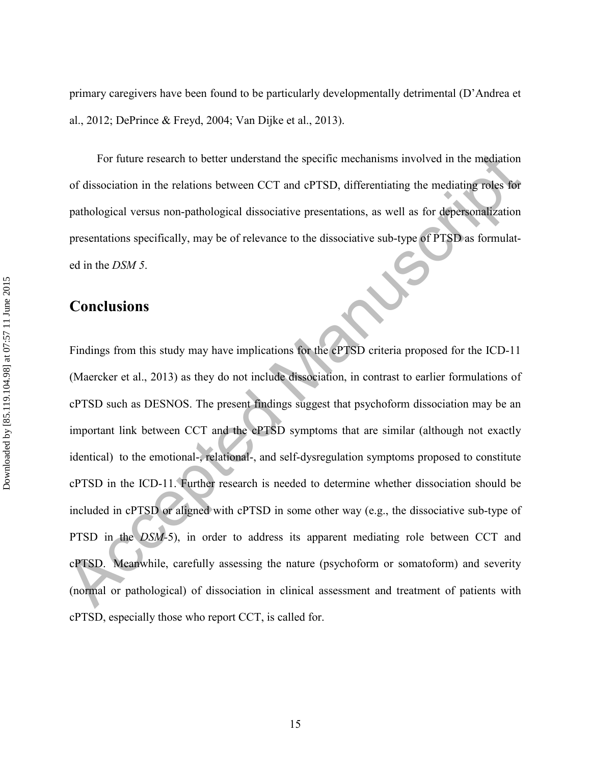primary caregivers have been found to be particularly developmentally detrimental (D'Andrea et al., 2012; DePrince & Freyd, 2004; Van Dijke et al., 2013).

For future research to better understand the specific mechanisms involved in the mediation of dissociation in the relations between CCT and cPTSD, differentiating the mediating roles for pathological versus non-pathological dissociative presentations, as well as for depersonalization presentations specifically, may be of relevance to the dissociative sub-type of PTSD as formulated in the *DSM 5*.

## Conclusions

Findings from this study may have implications for the cPTSD criteria proposed for the ICD-11 (Maercker et al., 2013) as they do not include dissociation, in contrast to earlier formulations of cPTSD such as DESNOS. The present findings suggest that psychoform dissociation may be an important link between CCT and the cPTSD symptoms that are similar (although not exactly identical) to the emotional-, relational-, and self-dysregulation symptoms proposed to constitute cPTSD in the ICD-11. Further research is needed to determine whether dissociation should be included in cPTSD or aligned with cPTSD in some other way (e.g., the dissociative sub-type of PTSD in the *DSM*-5), in order to address its apparent mediating role between CCT and cPTSD. Meanwhile, carefully assessing the nature (psychoform or somatoform) and severity (normal or pathological) of dissociation in clinical assessment and treatment of patients with cPTSD, especially those who report CCT, is called for.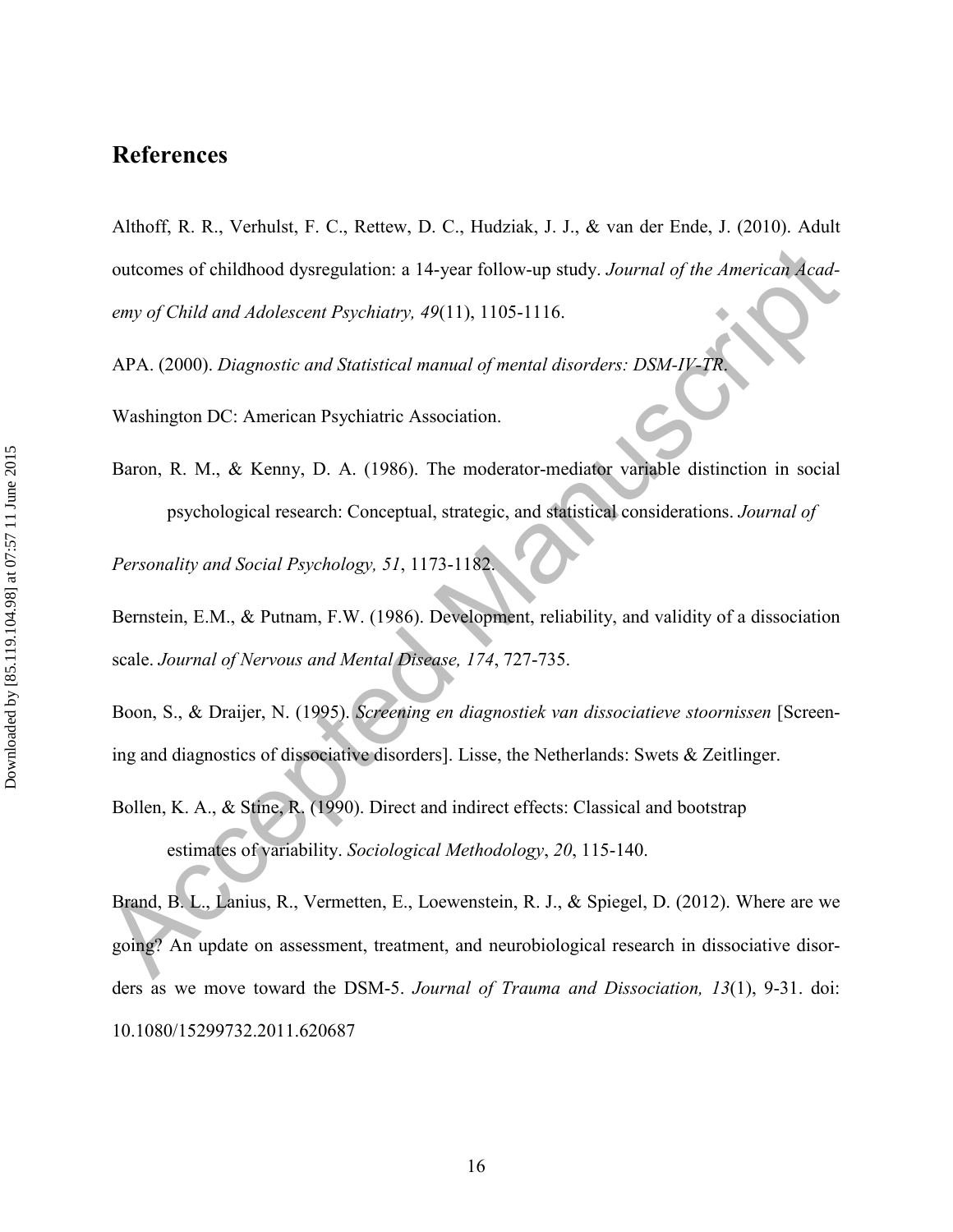## References

Althoff, R. R., Verhulst, F. C., Rettew, D. C., Hudziak, J. J., & van der Ende, J. (2010). Adult outcomes of childhood dysregulation: a 14-year follow-up study. *Journal of the American Academy of Child and Adolescent Psychiatry, 49*(11), 1105-1116.

APA. (2000). *Diagnostic and Statistical manual of mental disorders: DSM-IV-TR*. Washington DC: American Psychiatric Association.

Baron, R. M., & Kenny, D. A. (1986). The moderator-mediator variable distinction in social psychological research: Conceptual, strategic, and statistical considerations. *Journal of Personality and Social Psychology, 51*, 1173-1182.

Bernstein, E.M., & Putnam, F.W. (1986). Development, reliability, and validity of a dissociation scale. *Journal of Nervous and Mental Disease, 174*, 727-735.

Boon, S., & Draijer, N. (1995). *Screening en diagnostiek van dissociatieve stoornissen* [Screening and diagnostics of dissociative disorders]. Lisse, the Netherlands: Swets & Zeitlinger.

Bollen, K. A., & Stine, R. (1990). Direct and indirect effects: Classical and bootstrap estimates of variability. *Sociological Methodology*, *20*, 115-140.

Brand, B. L., Lanius, R., Vermetten, E., Loewenstein, R. J., & Spiegel, D. (2012). Where are we going? An update on assessment, treatment, and neurobiological research in dissociative disorders as we move toward the DSM-5. *Journal of Trauma and Dissociation, 13*(1), 9-31. doi: 10.1080/15299732.2011.620687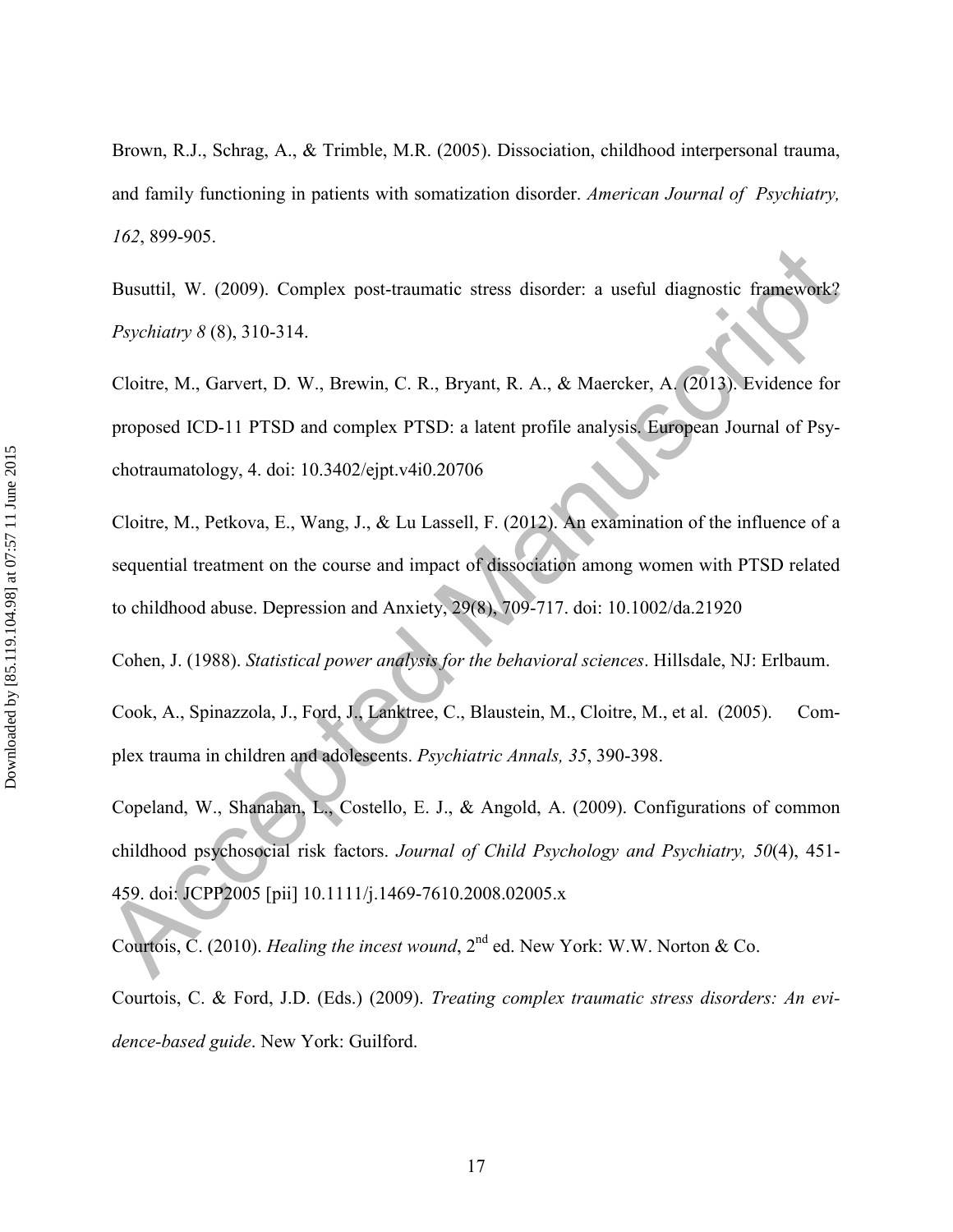Brown, R.J., Schrag, A., & Trimble, M.R. (2005). Dissociation, childhood interpersonal trauma, and family functioning in patients with somatization disorder. *American Journal of Psychiatry, 162*, 899-905.

Busuttil, W. (2009). Complex post-traumatic stress disorder: a useful diagnostic framework? *Psychiatry 8* (8), 310-314.

Cloitre, M., Garvert, D. W., Brewin, C. R., Bryant, R. A., & Maercker, A. (2013). Evidence for proposed ICD-11 PTSD and complex PTSD: a latent profile analysis. European Journal of Psychotraumatology, 4. doi: 10.3402/ejpt.v4i0.20706

Cloitre, M., Petkova, E., Wang, J., & Lu Lassell, F. (2012). An examination of the influence of a sequential treatment on the course and impact of dissociation among women with PTSD related to childhood abuse. Depression and Anxiety, 29(8), 709-717. doi: 10.1002/da.21920

Cohen, J. (1988). *Statistical power analysis for the behavioral sciences*. Hillsdale, NJ: Erlbaum.

Cook, A., Spinazzola, J., Ford, J., Lanktree, C., Blaustein, M., Cloitre, M., et al. (2005). Complex trauma in children and adolescents. *Psychiatric Annals, 35*, 390-398.

Copeland, W., Shanahan, L., Costello, E. J., & Angold, A. (2009). Configurations of common childhood psychosocial risk factors. *Journal of Child Psychology and Psychiatry, 50*(4), 451-459. doi: JCPP2005 [pii] 10.1111/j.1469-7610.2008.02005.x

Courtois, C. (2010). *Healing the incest wound*, 2nd ed. New York: W.W. Norton & Co.

Courtois, C. & Ford, J.D. (Eds.) (2009). *Treating complex traumatic stress disorders: An evidence-based guide*. New York: Guilford.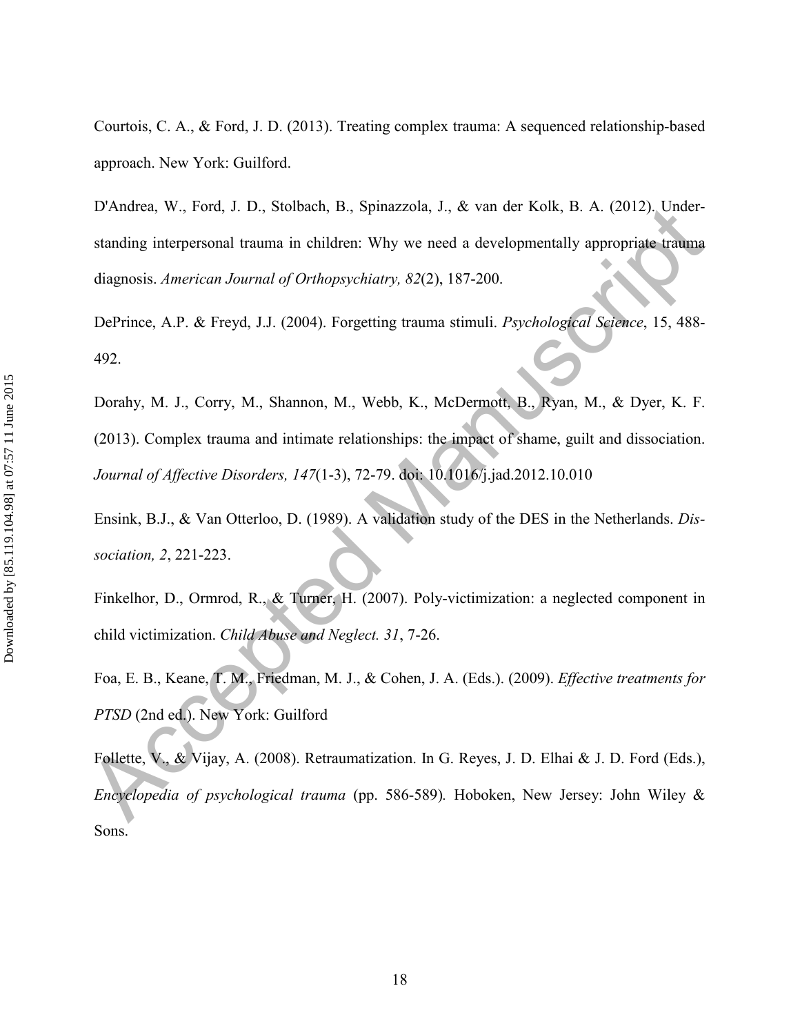Courtois, C. A., & Ford, J. D. (2013). Treating complex trauma: A sequenced relationship-based approach. New York: Guilford.

D'Andrea, W., Ford, J. D., Stolbach, B., Spinazzola, J., & van der Kolk, B. A. (2012). Understanding interpersonal trauma in children: Why we need a developmentally appropriate trauma diagnosis. *American Journal of Orthopsychiatry, 82*(2), 187-200.

DePrince, A.P. & Freyd, J.J. (2004). Forgetting trauma stimuli. *Psychological Science*, 15, 488-492.

Dorahy, M. J., Corry, M., Shannon, M., Webb, K., McDermott, B., Ryan, M., & Dyer, K. F. (2013). Complex trauma and intimate relationships: the impact of shame, guilt and dissociation. *Journal of Affective Disorders, 147*(1-3), 72-79. doi: 10.1016/j.jad.2012.10.010

Ensink, B.J., & Van Otterloo, D. (1989). A validation study of the DES in the Netherlands. *Dissociation, 2*, 221-223.

Finkelhor, D., Ormrod, R., & Turner, H. (2007). Poly-victimization: a neglected component in child victimization. *Child Abuse and Neglect. 31*, 7-26.

Foa, E. B., Keane, T. M., Friedman, M. J., & Cohen, J. A. (Eds.). (2009). *Effective treatments for PTSD* (2nd ed.). New York: Guilford

Follette, V., & Vijay, A. (2008). Retraumatization. In G. Reyes, J. D. Elhai & J. D. Ford (Eds.), *Encyclopedia of psychological trauma* (pp. 586-589)*.* Hoboken, New Jersey: John Wiley & Sons.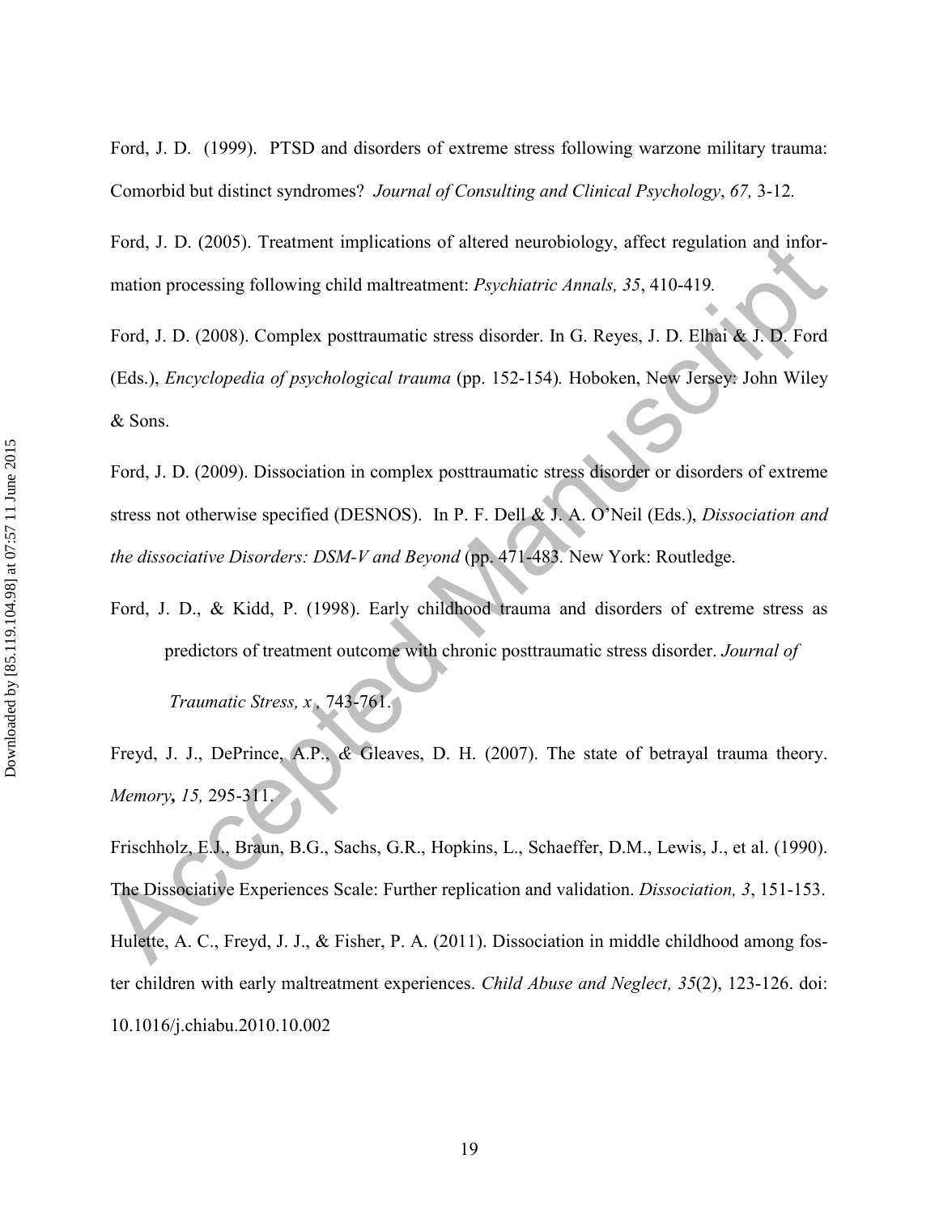Ford, J. D. (1999). PTSD and disorders of extreme stress following warzone military trauma: Comorbid but distinct syndromes? *Journal of Consulting and Clinical Psychology*, *67,* 3-12.

Ford, J. D. (2005). Treatment implications of altered neurobiology, affect regulation and information processing following child maltreatment: *Psychiatric Annals, 35*, 410-419.

Ford, J. D. (2008). Complex posttraumatic stress disorder. In G. Reyes, J. D. Elhai & J. D. Ford (Eds.), *Encyclopedia of psychological trauma* (pp. 152-154). Hoboken, New Jersey: John Wiley & Sons.

Ford, J. D. (2009). Dissociation in complex posttraumatic stress disorder or disorders of extreme stress not otherwise specified (DESNOS). In P. F. Dell & J. A. O'Neil (Eds.), *Dissociation and the dissociative Disorders: DSM-V and Beyond* (pp. 471-483. New York: Routledge.

Ford, J. D., & Kidd, P. (1998). Early childhood trauma and disorders of extreme stress as predictors of treatment outcome with chronic posttraumatic stress disorder. *Journal of Traumatic Stress, x* , 743-761.

Freyd, J. J., DePrince, A.P., & Gleaves, D. H. (2007). The state of betrayal trauma theory. *Memory***,** *15,* 295-311.

Frischholz, E.J., Braun, B.G., Sachs, G.R., Hopkins, L., Schaeffer, D.M., Lewis, J., et al. (1990). The Dissociative Experiences Scale: Further replication and validation. *Dissociation, 3*, 151-153.

Hulette, A. C., Freyd, J. J., & Fisher, P. A. (2011). Dissociation in middle childhood among foster children with early maltreatment experiences. *Child Abuse and Neglect, 35*(2), 123-126. doi: 10.1016/j.chiabu.2010.10.002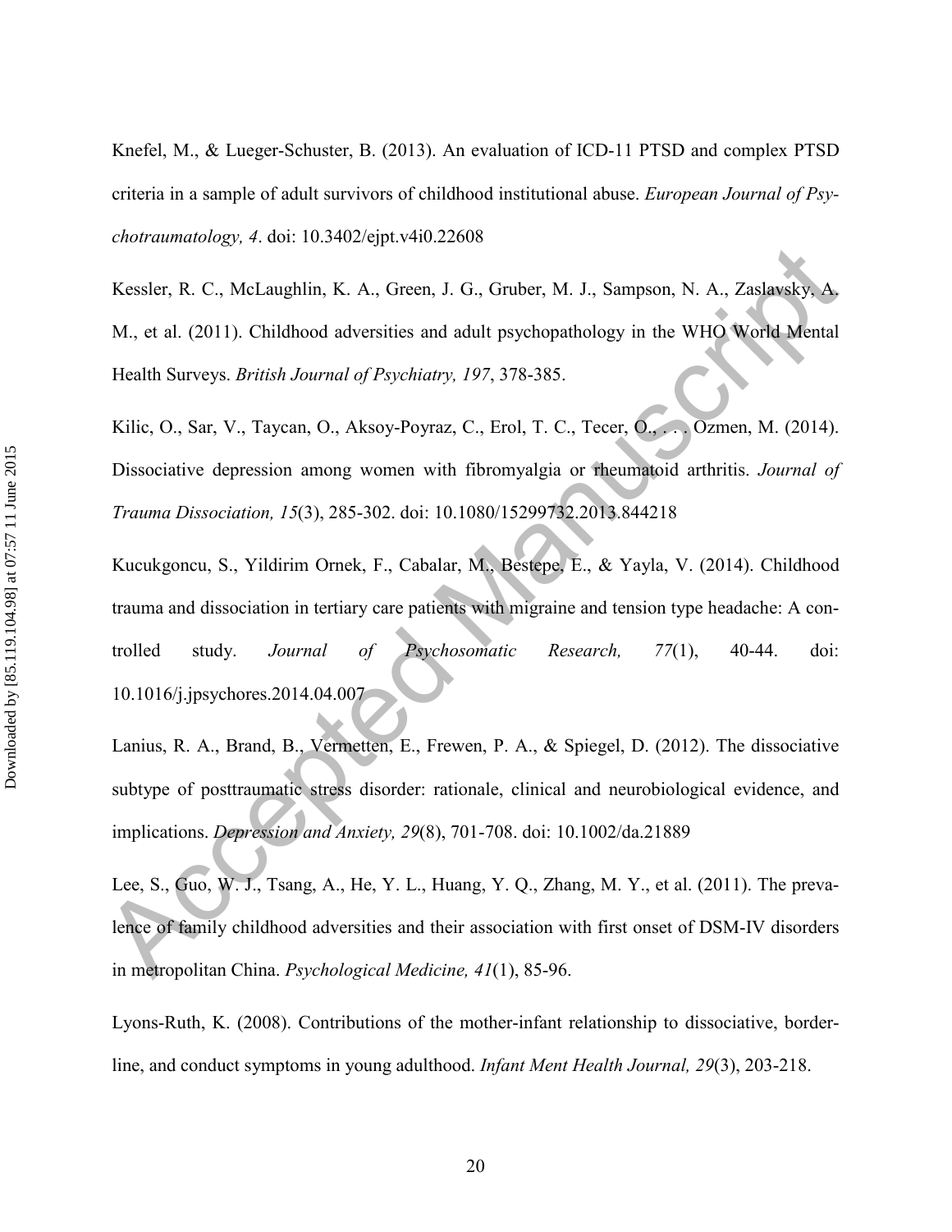Knefel, M., & Lueger-Schuster, B. (2013). An evaluation of ICD-11 PTSD and complex PTSD criteria in a sample of adult survivors of childhood institutional abuse. *European Journal of Psychotraumatology, 4*. doi: 10.3402/ejpt.v4i0.22608

Kessler, R. C., McLaughlin, K. A., Green, J. G., Gruber, M. J., Sampson, N. A., Zaslavsky, A. M., et al. (2011). Childhood adversities and adult psychopathology in the WHO World Mental Health Surveys. *British Journal of Psychiatry, 197*, 378-385.

Kilic, O., Sar, V., Taycan, O., Aksoy-Poyraz, C., Erol, T. C., Tecer, O., . . . Ozmen, M. (2014). Dissociative depression among women with fibromyalgia or rheumatoid arthritis. *Journal of Trauma Dissociation, 15*(3), 285-302. doi: 10.1080/15299732.2013.844218

Kucukgoncu, S., Yildirim Ornek, F., Cabalar, M., Bestepe, E., & Yayla, V. (2014). Childhood trauma and dissociation in tertiary care patients with migraine and tension type headache: A controlled study. *Journal of Psychosomatic Research, 77*(1), 40-44. doi: 10.1016/j.jpsychores.2014.04.007

Lanius, R. A., Brand, B., Vermetten, E., Frewen, P. A., & Spiegel, D. (2012). The dissociative subtype of posttraumatic stress disorder: rationale, clinical and neurobiological evidence, and implications. *Depression and Anxiety, 29*(8), 701-708. doi: 10.1002/da.21889

Lee, S., Guo, W. J., Tsang, A., He, Y. L., Huang, Y. Q., Zhang, M. Y., et al. (2011). The prevalence of family childhood adversities and their association with first onset of DSM-IV disorders in metropolitan China. *Psychological Medicine, 41*(1), 85-96.

Lyons-Ruth, K. (2008). Contributions of the mother-infant relationship to dissociative, borderline, and conduct symptoms in young adulthood. *Infant Ment Health Journal, 29*(3), 203-218.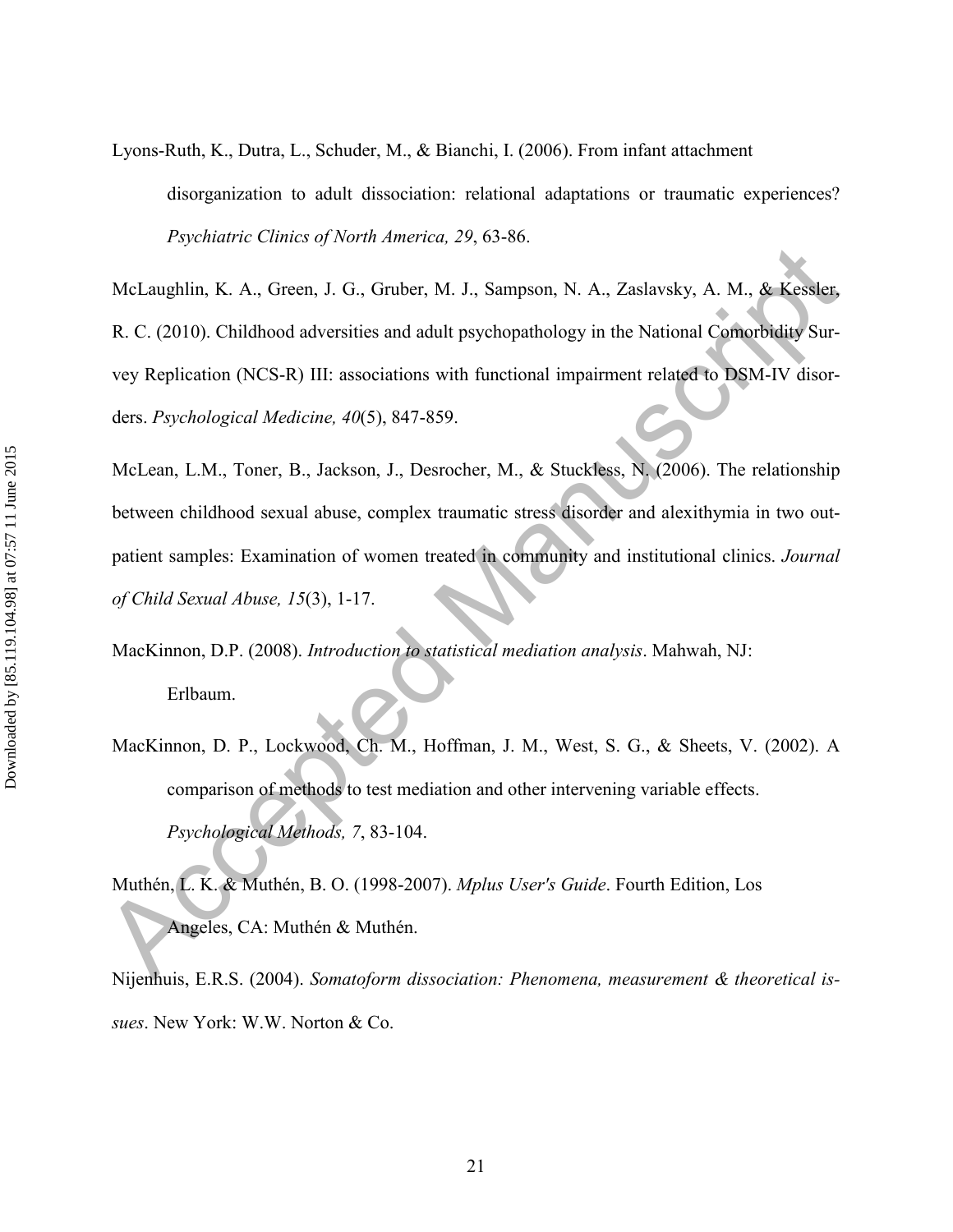Lyons-Ruth, K., Dutra, L., Schuder, M., & Bianchi, I. (2006). From infant attachment disorganization to adult dissociation: relational adaptations or traumatic experiences? *Psychiatric Clinics of North America, 29*, 63-86.

McLaughlin, K. A., Green, J. G., Gruber, M. J., Sampson, N. A., Zaslavsky, A. M., & Kessler, R. C. (2010). Childhood adversities and adult psychopathology in the National Comorbidity Survey Replication (NCS-R) III: associations with functional impairment related to DSM-IV disorders. *Psychological Medicine, 40*(5), 847-859.

McLean, L.M., Toner, B., Jackson, J., Desrocher, M., & Stuckless, N. (2006). The relationship between childhood sexual abuse, complex traumatic stress disorder and alexithymia in two outpatient samples: Examination of women treated in community and institutional clinics. *Journal of Child Sexual Abuse, 15*(3), 1-17.

MacKinnon, D.P. (2008). *Introduction to statistical mediation analysis*. Mahwah, NJ: Erlbaum.

MacKinnon, D. P., Lockwood, Ch. M., Hoffman, J. M., West, S. G., & Sheets, V. (2002). A comparison of methods to test mediation and other intervening variable effects. *Psychological Methods, 7*, 83-104.

Muthén, L. K. & Muthén, B. O. (1998-2007). *Mplus User's Guide*. Fourth Edition, Los Angeles, CA: Muthén & Muthén.

Nijenhuis, E.R.S. (2004). *Somatoform dissociation: Phenomena, measurement & theoretical issues*. New York: W.W. Norton & Co.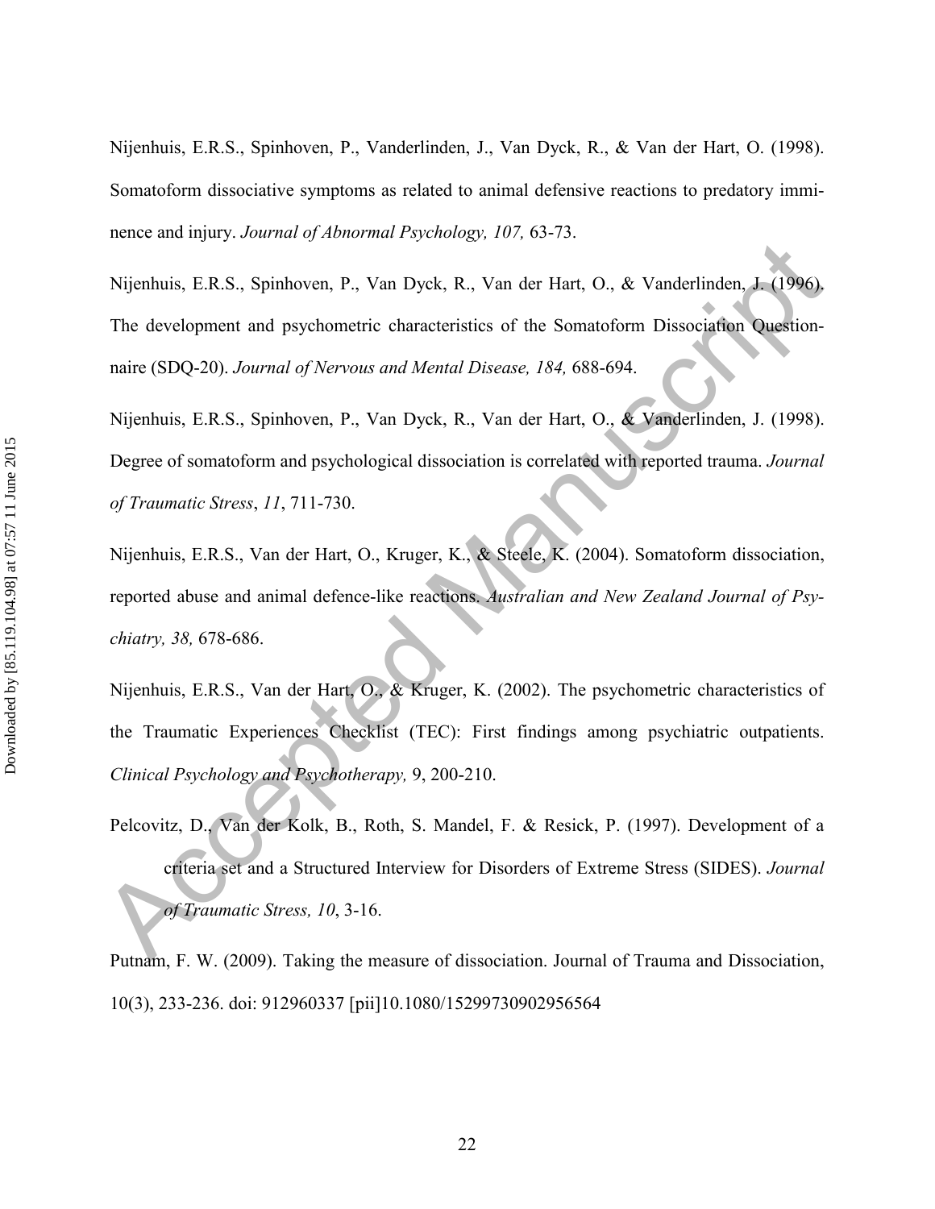Nijenhuis, E.R.S., Spinhoven, P., Vanderlinden, J., Van Dyck, R., & Van der Hart, O. (1998). Somatoform dissociative symptoms as related to animal defensive reactions to predatory imminence and injury. *Journal of Abnormal Psychology, 107,* 63-73.

Nijenhuis, E.R.S., Spinhoven, P., Van Dyck, R., Van der Hart, O., & Vanderlinden, J. (1996). The development and psychometric characteristics of the Somatoform Dissociation Questionnaire (SDQ-20). *Journal of Nervous and Mental Disease, 184,* 688-694.

Nijenhuis, E.R.S., Spinhoven, P., Van Dyck, R., Van der Hart, O., & Vanderlinden, J. (1998). Degree of somatoform and psychological dissociation is correlated with reported trauma. *Journal of Traumatic Stress*, *11*, 711-730.

Nijenhuis, E.R.S., Van der Hart, O., Kruger, K., & Steele, K. (2004). Somatoform dissociation, reported abuse and animal defence-like reactions. *Australian and New Zealand Journal of Psychiatry, 38,* 678-686.

Nijenhuis, E.R.S., Van der Hart, O., & Kruger, K. (2002). The psychometric characteristics of the Traumatic Experiences Checklist (TEC): First findings among psychiatric outpatients. *Clinical Psychology and Psychotherapy,* 9, 200-210.

Pelcovitz, D., Van der Kolk, B., Roth, S. Mandel, F. & Resick, P. (1997). Development of a criteria set and a Structured Interview for Disorders of Extreme Stress (SIDES). *Journal of Traumatic Stress, 10*, 3-16.

Putnam, F. W. (2009). Taking the measure of dissociation. Journal of Trauma and Dissociation, 10(3), 233-236. doi: 912960337 [pii]10.1080/15299730902956564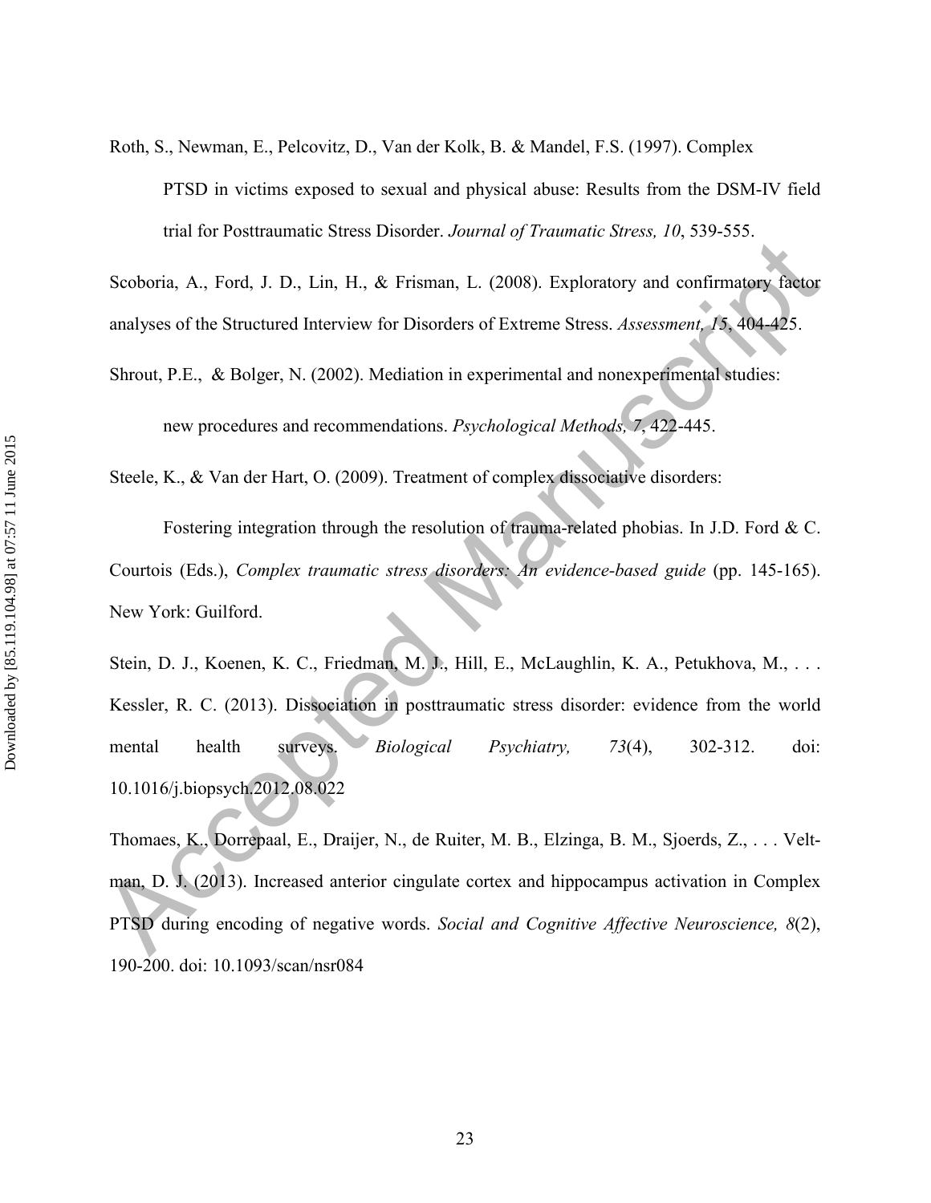Roth, S., Newman, E., Pelcovitz, D., Van der Kolk, B. & Mandel, F.S. (1997). Complex PTSD in victims exposed to sexual and physical abuse: Results from the DSM-IV field trial for Posttraumatic Stress Disorder. *Journal of Traumatic Stress, 10*, 539-555.

Scoboria, A., Ford, J. D., Lin, H., & Frisman, L. (2008). Exploratory and confirmatory factor analyses of the Structured Interview for Disorders of Extreme Stress. *Assessment, 15*, 404-425.

Shrout, P.E., & Bolger, N. (2002). Mediation in experimental and nonexperimental studies: new procedures and recommendations. *Psychological Methods, 7*, 422-445.

Steele, K., & Van der Hart, O. (2009). Treatment of complex dissociative disorders: Fostering integration through the resolution of trauma-related phobias. In J.D. Ford & C. Courtois (Eds.), *Complex traumatic stress disorders: An evidence-based guide* (pp. 145-165). New York: Guilford.

Stein, D. J., Koenen, K. C., Friedman, M. J., Hill, E., McLaughlin, K. A., Petukhova, M., . . . Kessler, R. C. (2013). Dissociation in posttraumatic stress disorder: evidence from the world mental health surveys. *Biological Psychiatry, 73*(4), 302-312. doi: 10.1016/j.biopsych.2012.08.022

Thomaes, K., Dorrepaal, E., Draijer, N., de Ruiter, M. B., Elzinga, B. M., Sjoerds, Z., . . . Veltman, D. J. (2013). Increased anterior cingulate cortex and hippocampus activation in Complex PTSD during encoding of negative words. *Social and Cognitive Affective Neuroscience, 8*(2), 190-200. doi: 10.1093/scan/nsr084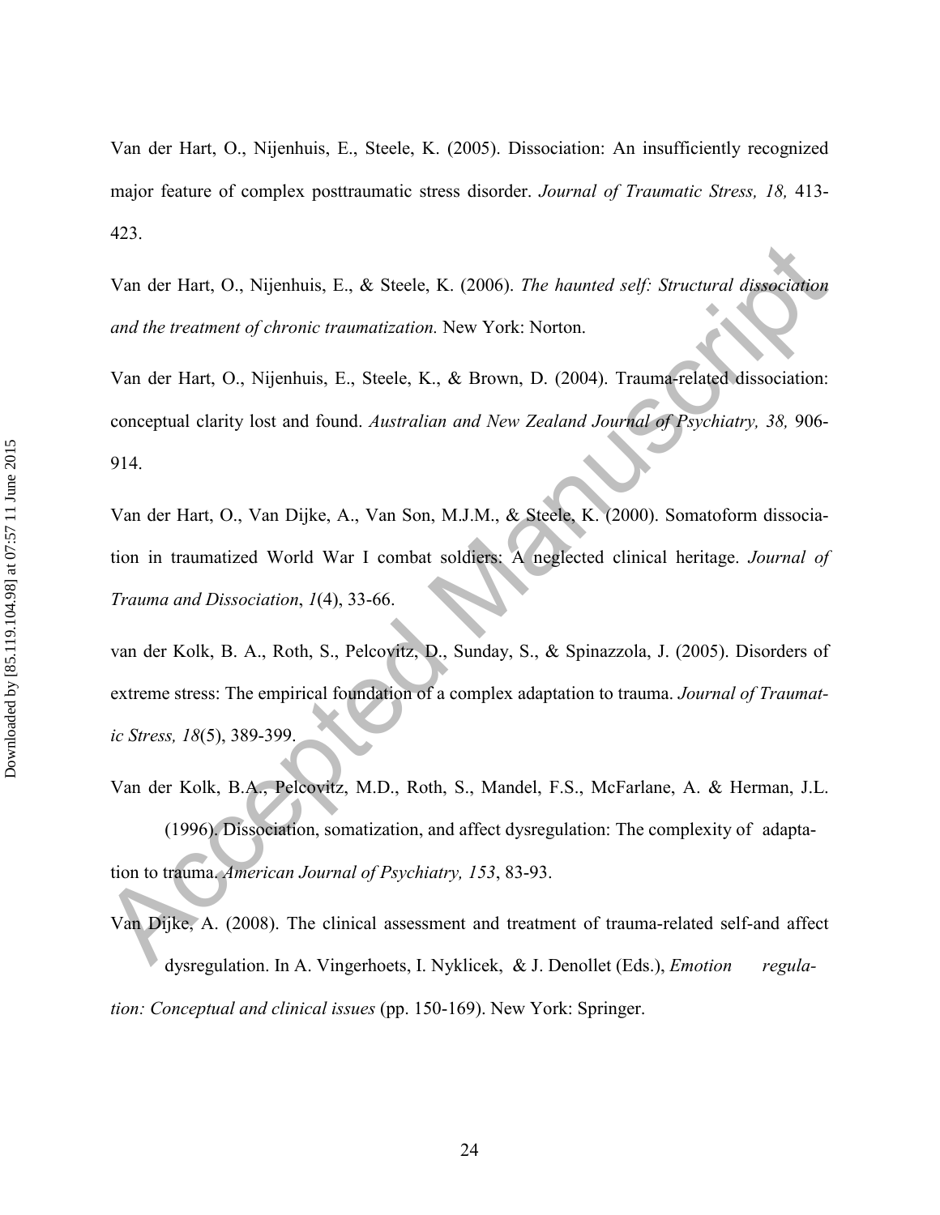Van der Hart, O., Nijenhuis, E., Steele, K. (2005). Dissociation: An insufficiently recognized major feature of complex posttraumatic stress disorder. *Journal of Traumatic Stress, 18,* 413-423.

Van der Hart, O., Nijenhuis, E., & Steele, K. (2006). *The haunted self: Structural dissociation and the treatment of chronic traumatization.* New York: Norton.

Van der Hart, O., Nijenhuis, E., Steele, K., & Brown, D. (2004). Trauma-related dissociation: conceptual clarity lost and found. *Australian and New Zealand Journal of Psychiatry, 38,* 906-914.

Van der Hart, O., Van Dijke, A., Van Son, M.J.M., & Steele, K. (2000). Somatoform dissociation in traumatized World War I combat soldiers: A neglected clinical heritage. *Journal of Trauma and Dissociation*, *1*(4), 33-66.

van der Kolk, B. A., Roth, S., Pelcovitz, D., Sunday, S., & Spinazzola, J. (2005). Disorders of extreme stress: The empirical foundation of a complex adaptation to trauma. *Journal of Traumatic Stress, 18*(5), 389-399.

Van der Kolk, B.A., Pelcovitz, M.D., Roth, S., Mandel, F.S., McFarlane, A. & Herman, J.L. (1996). Dissociation, somatization, and affect dysregulation: The complexity of adaptation to trauma. *American Journal of Psychiatry, 153*, 83-93.

Van Dijke, A. (2008). The clinical assessment and treatment of trauma-related self-and affect dysregulation. In A. Vingerhoets, I. Nyklicek, & J. Denollet (Eds.), *Emotion regulation: Conceptual and clinical issues* (pp. 150-169). New York: Springer.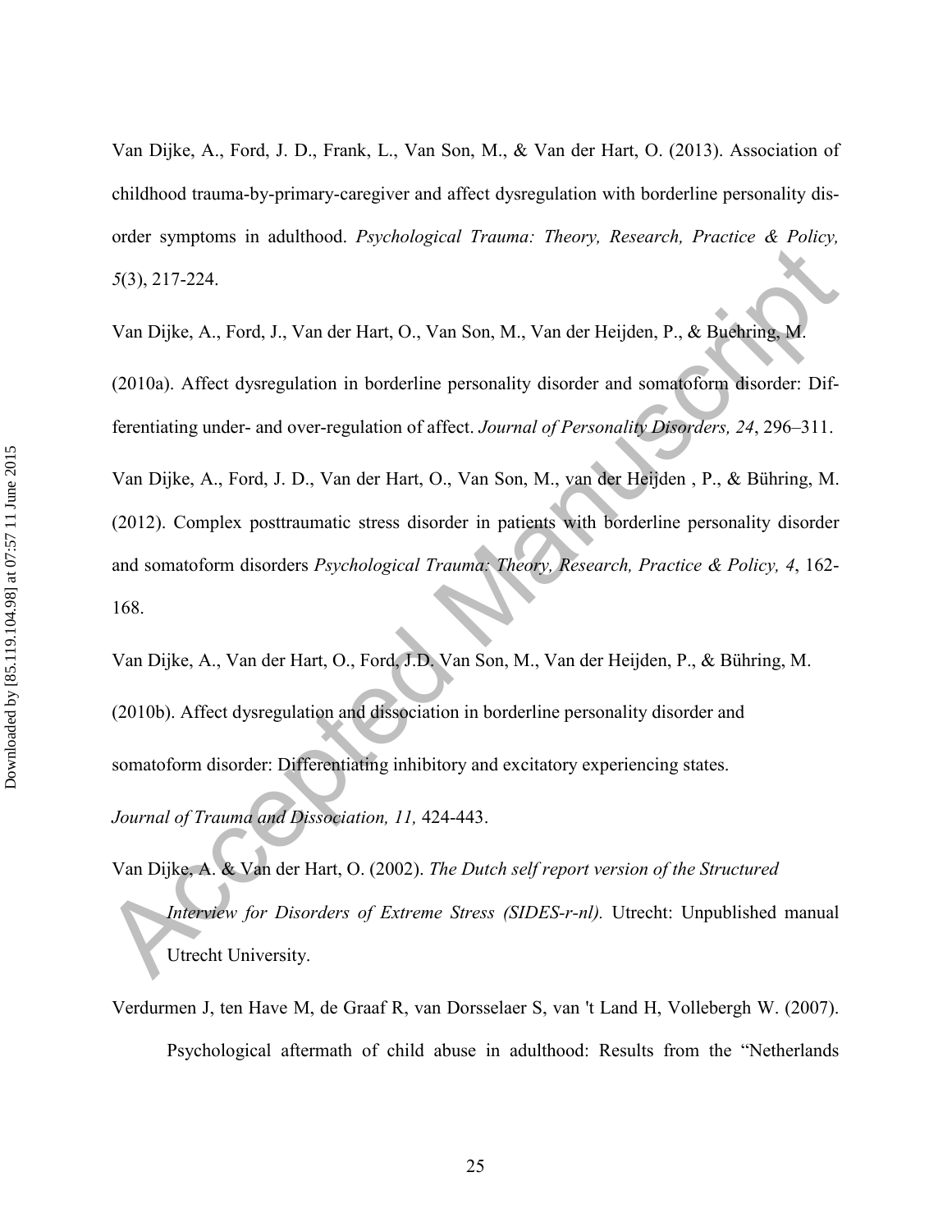Van Dijke, A., Ford, J. D., Frank, L., Van Son, M., & Van der Hart, O. (2013). Association of childhood trauma-by-primary-caregiver and affect dysregulation with borderline personality disorder symptoms in adulthood. *Psychological Trauma: Theory, Research, Practice & Policy, 5*(3), 217-224.

Van Dijke, A., Ford, J., Van der Hart, O., Van Son, M., Van der Heijden, P., & Buehring, M. (2010a). Affect dysregulation in borderline personality disorder and somatoform disorder: Differentiating under- and over-regulation of affect. *Journal of Personality Disorders, 24*, 296–311.

Van Dijke, A., Ford, J. D., Van der Hart, O., Van Son, M., van der Heijden , P., & Bühring, M. (2012). Complex posttraumatic stress disorder in patients with borderline personality disorder and somatoform disorders *Psychological Trauma: Theory, Research, Practice & Policy, 4*, 162-168.

Van Dijke, A., Van der Hart, O., Ford, J.D. Van Son, M., Van der Heijden, P., & Bühring, M. (2010b). Affect dysregulation and dissociation in borderline personality disorder and somatoform disorder: Differentiating inhibitory and excitatory experiencing states. *Journal of Trauma and Dissociation, 11,* 424-443.

Van Dijke, A. & Van der Hart, O. (2002). *The Dutch self report version of the Structured Interview for Disorders of Extreme Stress (SIDES-r-nl).* Utrecht: Unpublished manual Utrecht University.

Verdurmen J, ten Have M, de Graaf R, van Dorsselaer S, van 't Land H, Vollebergh W. (2007). Psychological aftermath of child abuse in adulthood: Results from the "Netherlands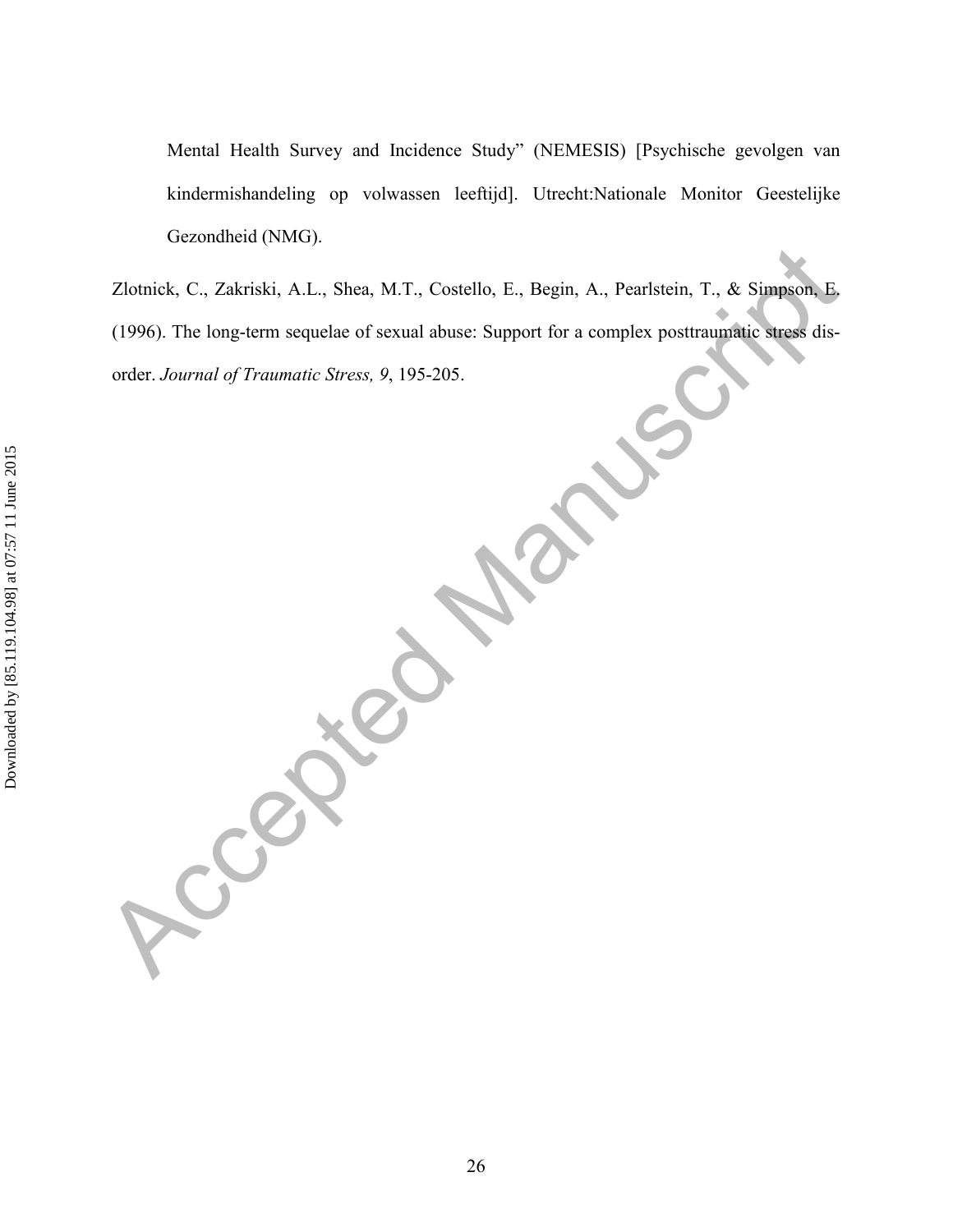Mental Health Survey and Incidence Study" (NEMESIS) [Psychische gevolgen van kindermishandeling op volwassen leeftijd]. Utrecht:Nationale Monitor Geestelijke Gezondheid (NMG).

Zlotnick, C., Zakriski, A.L., Shea, M.T., Costello, E., Begin, A., Pearlstein, T., & Simpson, E. (1996). The long-term sequelae of sexual abuse: Support for a complex posttraumatic stress disorder. *Journal of Traumatic Stress, 9*, 195-205.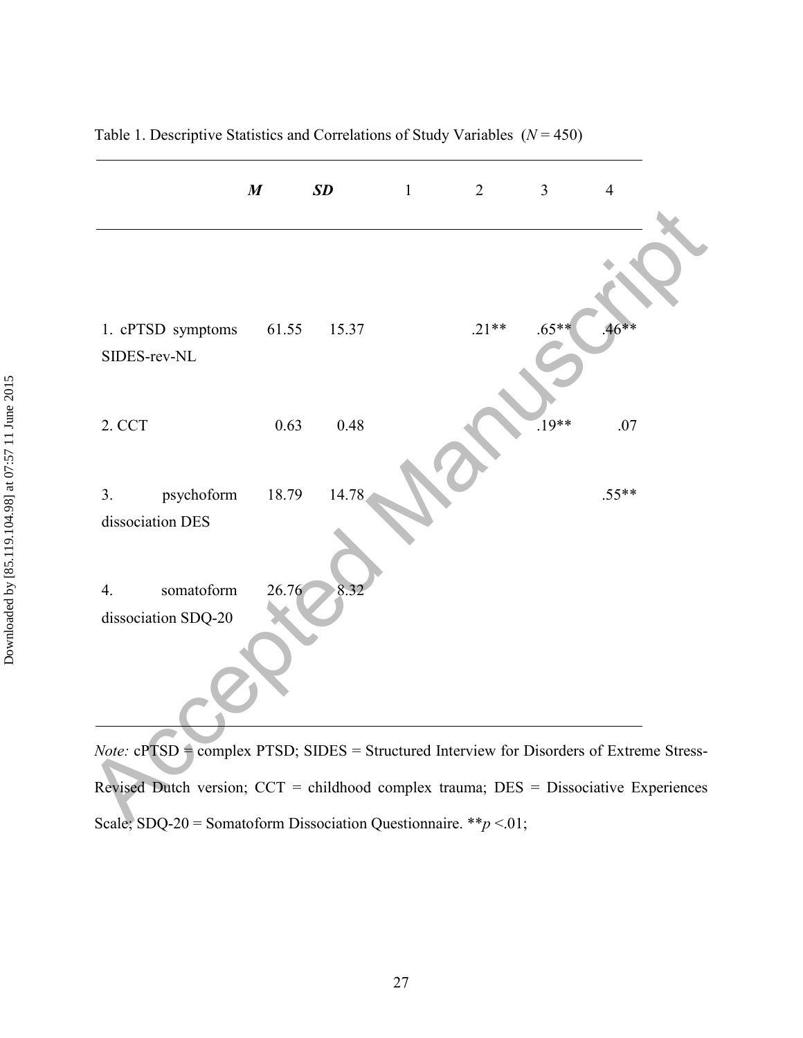Table 1. Descriptive Statistics and Correlations of Study Variables ($N$ = 450)

| | ***M*** | ***SD*** | 1 | 2 | 3 | 4 |
|---|---|---|---|---|---|---|
| 1. cPTSD symptoms SIDES-rev-NL | 61.55 | 15.37 | | .21** | .65** | .46** |
| 2. CCT | 0.63 | 0.48 | | | .19** | .07 |
| 3. psychoform dissociation DES | 18.79 | 14.78 | | | | .55** |
| 4. somatoform dissociation SDQ-20 | 26.76 | 8.32 | | | | |

*Note:* cPTSD = complex PTSD; SIDES = Structured Interview for Disorders of Extreme Stress-Revised Dutch version; CCT = childhood complex trauma; DES = Dissociative Experiences Scale; SDQ-20 = Somatoform Dissociation Questionnaire. **$p$ <.01;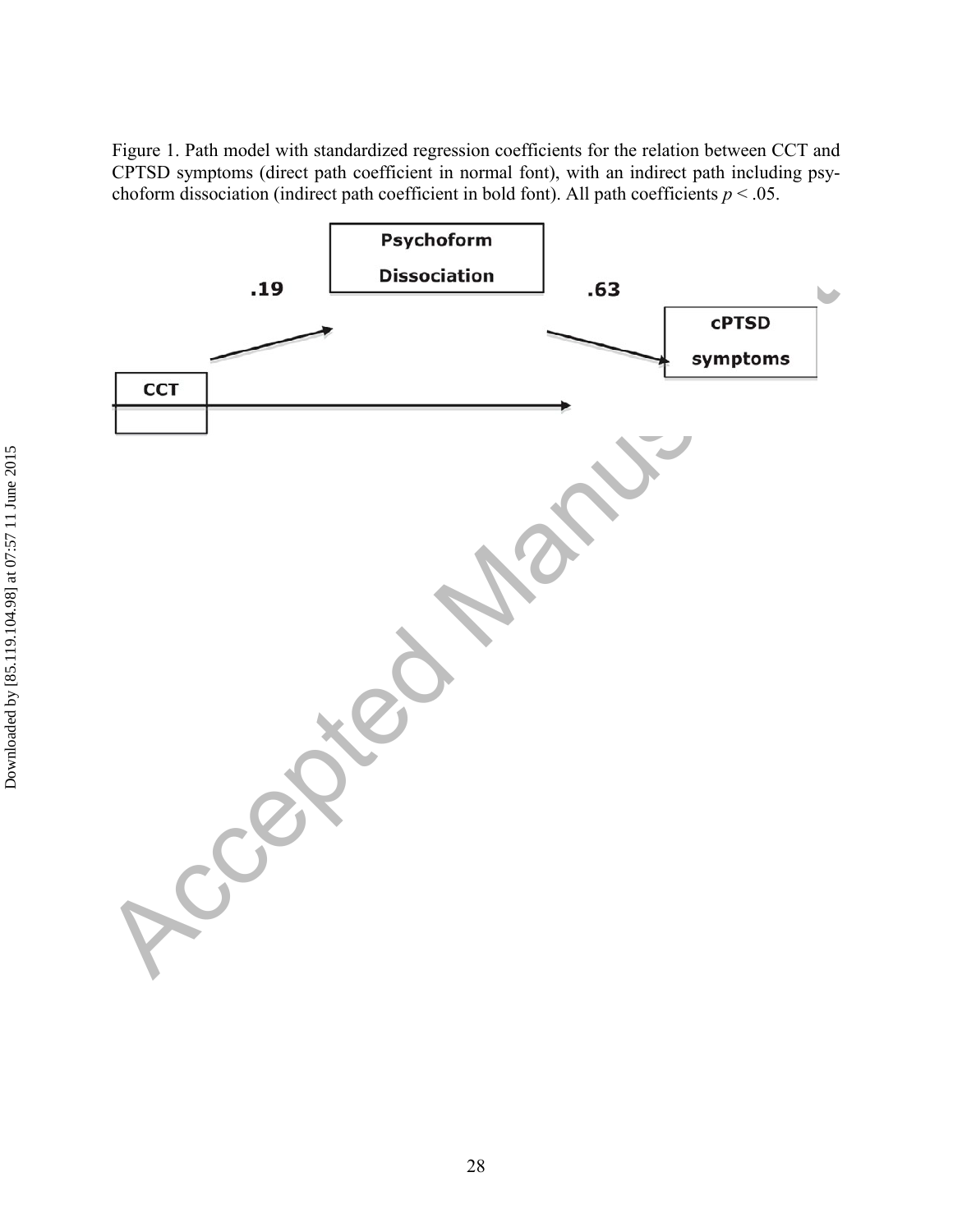Figure 1. Path model with standardized regression coefficients for the relation between CCT and CPTSD symptoms (direct path coefficient in normal font), with an indirect path including psychoform dissociation (indirect path coefficient in bold font). All path coefficients $p < .05$.

Psychoform Dissociation

.19

.63

cPTSD symptoms

CCT